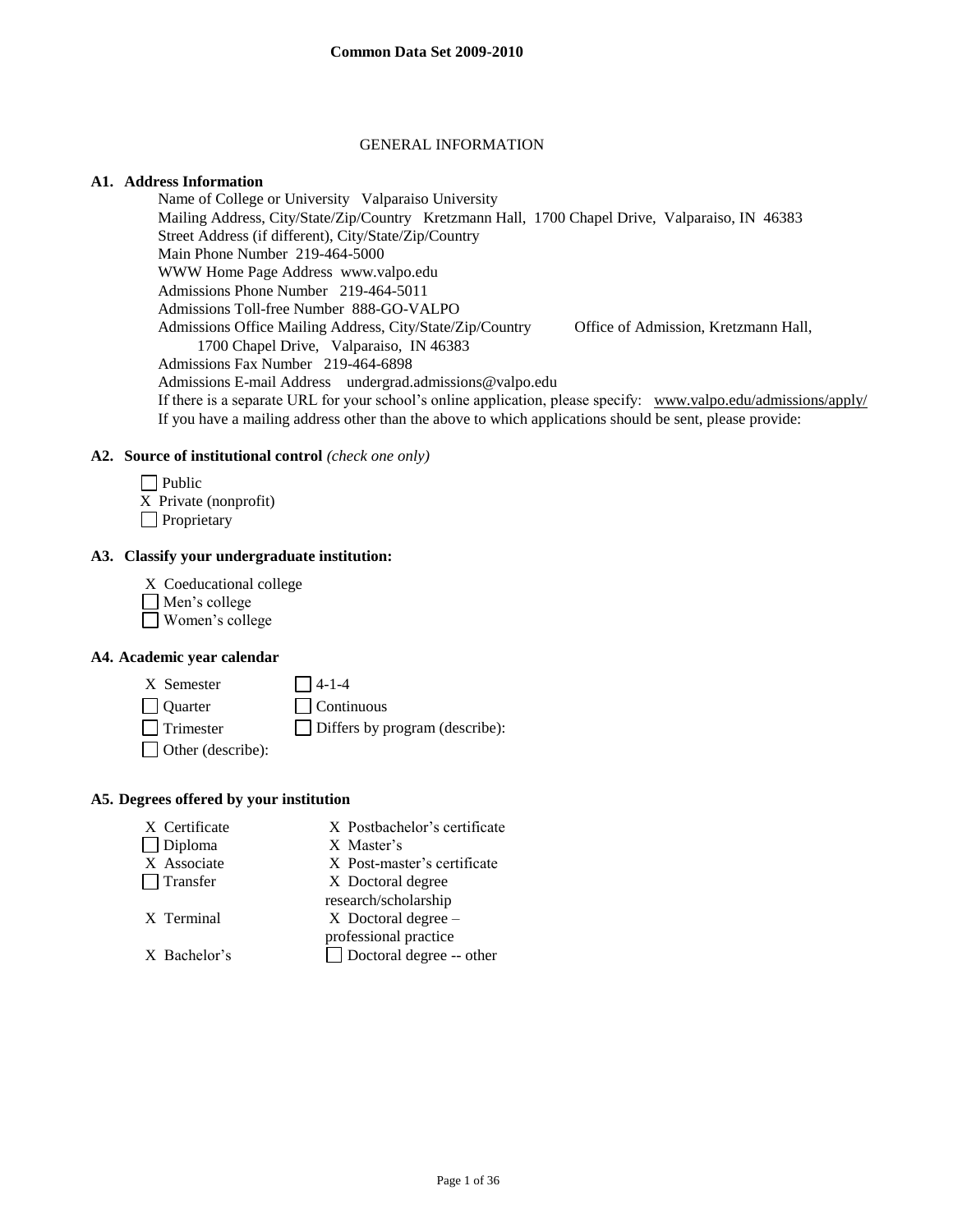# Common Data Set 2009-2010

## GENERAL INFORMATION

### A1. Address Information

Name of College or University   Valparaiso University
Mailing Address, City/State/Zip/Country   Kretzmann Hall, 1700 Chapel Drive, Valparaiso, IN 46383
Street Address (if different), City/State/Zip/Country
Main Phone Number  219-464-5000
WWW Home Page Address  www.valpo.edu
Admissions Phone Number   219-464-5011
Admissions Toll-free Number  888-GO-VALPO
Admissions Office Mailing Address, City/State/Zip/Country   Office of Admission, Kretzmann Hall, 1700 Chapel Drive, Valparaiso, IN 46383
Admissions Fax Number   219-464-6898
Admissions E-mail Address   undergrad.admissions@valpo.edu
If there is a separate URL for your school's online application, please specify:   www.valpo.edu/admissions/apply/
If you have a mailing address other than the above to which applications should be sent, please provide:

### A2. Source of institutional control *(check one only)*

- ☐ Public
- X Private (nonprofit)
- ☐ Proprietary

### A3. Classify your undergraduate institution:

- X Coeducational college
- ☐ Men's college
- ☐ Women's college

### A4. Academic year calendar

- X Semester
- ☐ Quarter
- ☐ Trimester
- ☐ Other (describe):
- ☐ 4-1-4
- ☐ Continuous
- ☐ Differs by program (describe):

### A5. Degrees offered by your institution

- X Certificate
- ☐ Diploma
- X Associate
- ☐ Transfer
- X Terminal
- X Bachelor's
- X Postbachelor's certificate
- X Master's
- X Post-master's certificate
- X Doctoral degree research/scholarship
- X Doctoral degree – professional practice
- ☐ Doctoral degree -- other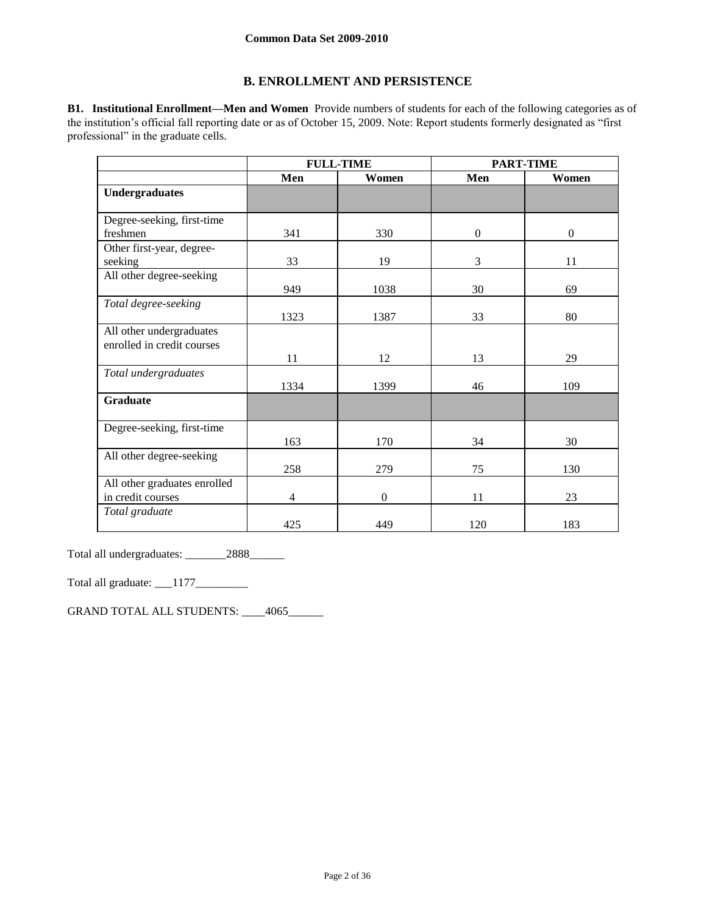**Common Data Set 2009-2010**

## B. ENROLLMENT AND PERSISTENCE

**B1. Institutional Enrollment—Men and Women** Provide numbers of students for each of the following categories as of the institution's official fall reporting date or as of October 15, 2009. Note: Report students formerly designated as "first professional" in the graduate cells.

| | FULL-TIME | | PART-TIME | |
|---|---|---|---|---|
| | **Men** | **Women** | **Men** | **Women** |
| **Undergraduates** | | | | |
| Degree-seeking, first-time freshmen | 341 | 330 | 0 | 0 |
| Other first-year, degree-seeking | 33 | 19 | 3 | 11 |
| All other degree-seeking | 949 | 1038 | 30 | 69 |
| *Total degree-seeking* | 1323 | 1387 | 33 | 80 |
| All other undergraduates enrolled in credit courses | 11 | 12 | 13 | 29 |
| *Total undergraduates* | 1334 | 1399 | 46 | 109 |
| **Graduate** | | | | |
| Degree-seeking, first-time | 163 | 170 | 34 | 30 |
| All other degree-seeking | 258 | 279 | 75 | 130 |
| All other graduates enrolled in credit courses | 4 | 0 | 11 | 23 |
| *Total graduate* | 425 | 449 | 120 | 183 |

Total all undergraduates: _______2888______

Total all graduate: ___1177_________

GRAND TOTAL ALL STUDENTS: ____4065______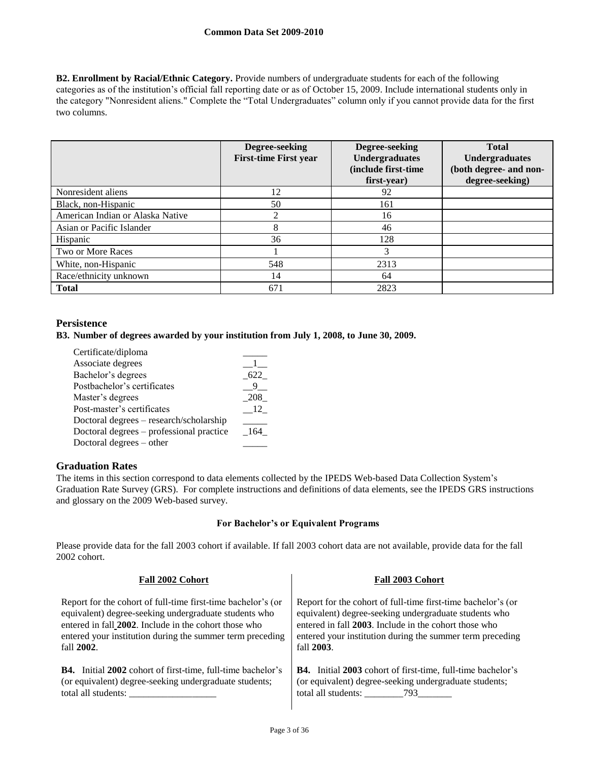**B2. Enrollment by Racial/Ethnic Category.** Provide numbers of undergraduate students for each of the following categories as of the institution's official fall reporting date or as of October 15, 2009. Include international students only in the category "Nonresident aliens." Complete the "Total Undergraduates" column only if you cannot provide data for the first two columns.

| | Degree-seeking First-time First year | Degree-seeking Undergraduates (include first-time first-year) | Total Undergraduates (both degree- and non-degree-seeking) |
|---|---|---|---|
| Nonresident aliens | 12 | 92 | |
| Black, non-Hispanic | 50 | 161 | |
| American Indian or Alaska Native | 2 | 16 | |
| Asian or Pacific Islander | 8 | 46 | |
| Hispanic | 36 | 128 | |
| Two or More Races | 1 | 3 | |
| White, non-Hispanic | 548 | 2313 | |
| Race/ethnicity unknown | 14 | 64 | |
| **Total** | 671 | 2823 | |

## Persistence

**B3. Number of degrees awarded by your institution from July 1, 2008, to June 30, 2009.**

| | |
|---|---|
| Certificate/diploma | |
| Associate degrees | 1 |
| Bachelor's degrees | 622 |
| Postbachelor's certificates | 9 |
| Master's degrees | 208 |
| Post-master's certificates | 12 |
| Doctoral degrees – research/scholarship | |
| Doctoral degrees – professional practice | 164 |
| Doctoral degrees – other | |

## Graduation Rates

The items in this section correspond to data elements collected by the IPEDS Web-based Data Collection System's Graduation Rate Survey (GRS). For complete instructions and definitions of data elements, see the IPEDS GRS instructions and glossary on the 2009 Web-based survey.

**For Bachelor's or Equivalent Programs**

Please provide data for the fall 2003 cohort if available. If fall 2003 cohort data are not available, provide data for the fall 2002 cohort.

**Fall 2002 Cohort**

Report for the cohort of full-time first-time bachelor's (or equivalent) degree-seeking undergraduate students who entered in fall **2002**. Include in the cohort those who entered your institution during the summer term preceding fall **2002**.

**B4.** Initial **2002** cohort of first-time, full-time bachelor's (or equivalent) degree-seeking undergraduate students; total all students: ___________________

**Fall 2003 Cohort**

Report for the cohort of full-time first-time bachelor's (or equivalent) degree-seeking undergraduate students who entered in fall **2003**. Include in the cohort those who entered your institution during the summer term preceding fall **2003**.

**B4.** Initial **2003** cohort of first-time, full-time bachelor's (or equivalent) degree-seeking undergraduate students; total all students: 793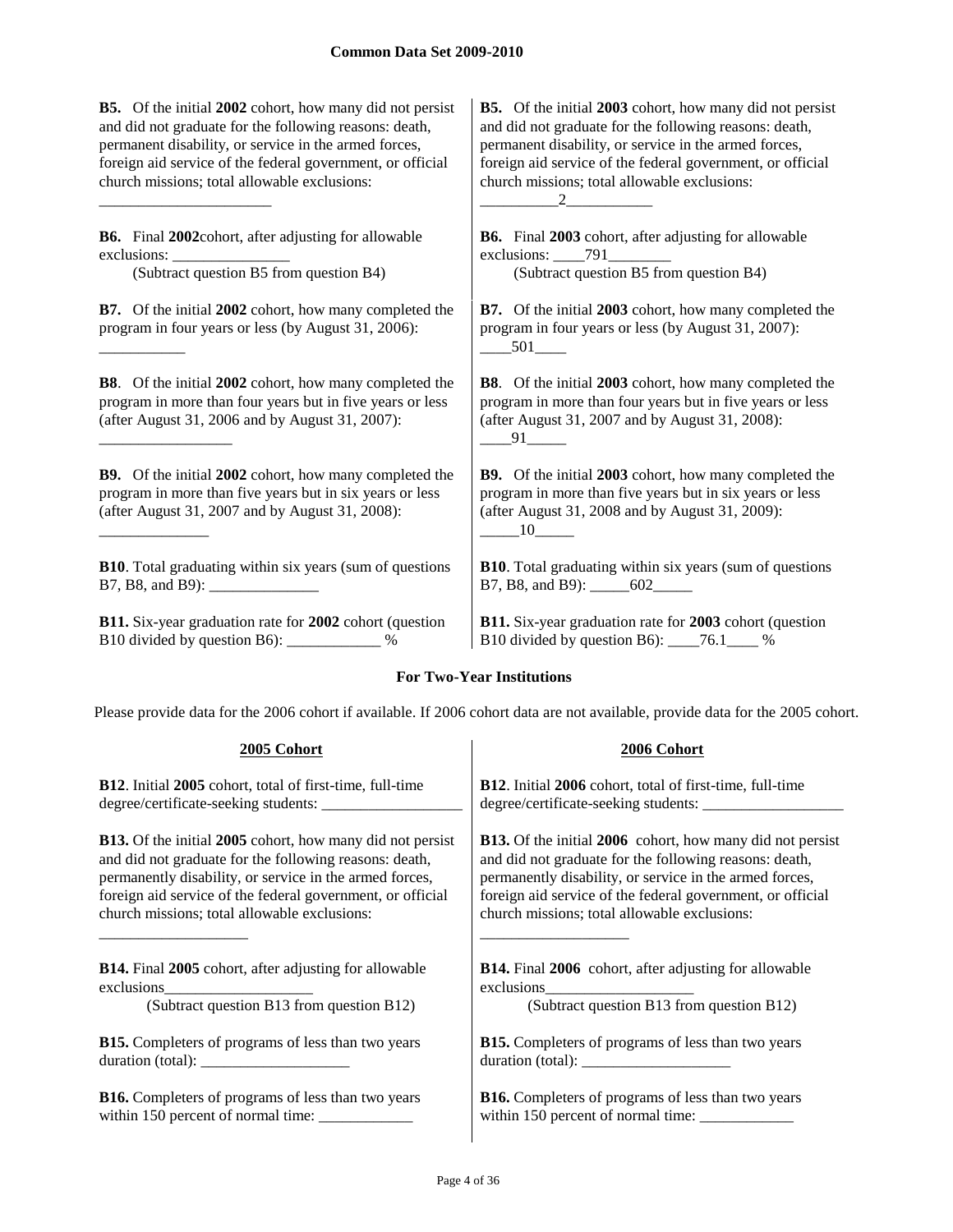**Common Data Set 2009-2010**

| 2002 Cohort | 2003 Cohort |
|---|---|
| **B5.** Of the initial **2002** cohort, how many did not persist and did not graduate for the following reasons: death, permanent disability, or service in the armed forces, foreign aid service of the federal government, or official church missions; total allowable exclusions: _______________________ | **B5.** Of the initial **2003** cohort, how many did not persist and did not graduate for the following reasons: death, permanent disability, or service in the armed forces, foreign aid service of the federal government, or official church missions; total allowable exclusions: __________2___________ |
| **B6.** Final **2002**cohort, after adjusting for allowable exclusions: _______________ (Subtract question B5 from question B4) | **B6.** Final **2003** cohort, after adjusting for allowable exclusions: ____791________ (Subtract question B5 from question B4) |
| **B7.** Of the initial **2002** cohort, how many completed the program in four years or less (by August 31, 2006): ___________ | **B7.** Of the initial **2003** cohort, how many completed the program in four years or less (by August 31, 2007): ____501____ |
| **B8**. Of the initial **2002** cohort, how many completed the program in more than four years but in five years or less (after August 31, 2006 and by August 31, 2007): _________________ | **B8**. Of the initial **2003** cohort, how many completed the program in more than four years but in five years or less (after August 31, 2007 and by August 31, 2008): ____91_____ |
| **B9.** Of the initial **2002** cohort, how many completed the program in more than five years but in six years or less (after August 31, 2007 and by August 31, 2008): ______________ | **B9.** Of the initial **2003** cohort, how many completed the program in more than five years but in six years or less (after August 31, 2008 and by August 31, 2009): _____10_____ |
| **B10**. Total graduating within six years (sum of questions B7, B8, and B9): ______________ | **B10**. Total graduating within six years (sum of questions B7, B8, and B9): _____602_____ |
| **B11.** Six-year graduation rate for **2002** cohort (question B10 divided by question B6): ____________ % | **B11.** Six-year graduation rate for **2003** cohort (question B10 divided by question B6): ____76.1____ % |

### For Two-Year Institutions

Please provide data for the 2006 cohort if available. If 2006 cohort data are not available, provide data for the 2005 cohort.

| 2005 Cohort | 2006 Cohort |
|---|---|
| **B12**. Initial **2005** cohort, total of first-time, full-time degree/certificate-seeking students: __________________ | **B12**. Initial **2006** cohort, total of first-time, full-time degree/certificate-seeking students: __________________ |
| **B13.** Of the initial **2005** cohort, how many did not persist and did not graduate for the following reasons: death, permanently disability, or service in the armed forces, foreign aid service of the federal government, or official church missions; total allowable exclusions: ___________________ | **B13.** Of the initial **2006** cohort, how many did not persist and did not graduate for the following reasons: death, permanently disability, or service in the armed forces, foreign aid service of the federal government, or official church missions; total allowable exclusions: ___________________ |
| **B14.** Final **2005** cohort, after adjusting for allowable exclusions___________________ (Subtract question B13 from question B12) | **B14.** Final **2006** cohort, after adjusting for allowable exclusions___________________ (Subtract question B13 from question B12) |
| **B15.** Completers of programs of less than two years duration (total): ___________________ | **B15.** Completers of programs of less than two years duration (total): ___________________ |
| **B16.** Completers of programs of less than two years within 150 percent of normal time: ____________ | **B16.** Completers of programs of less than two years within 150 percent of normal time: ____________ |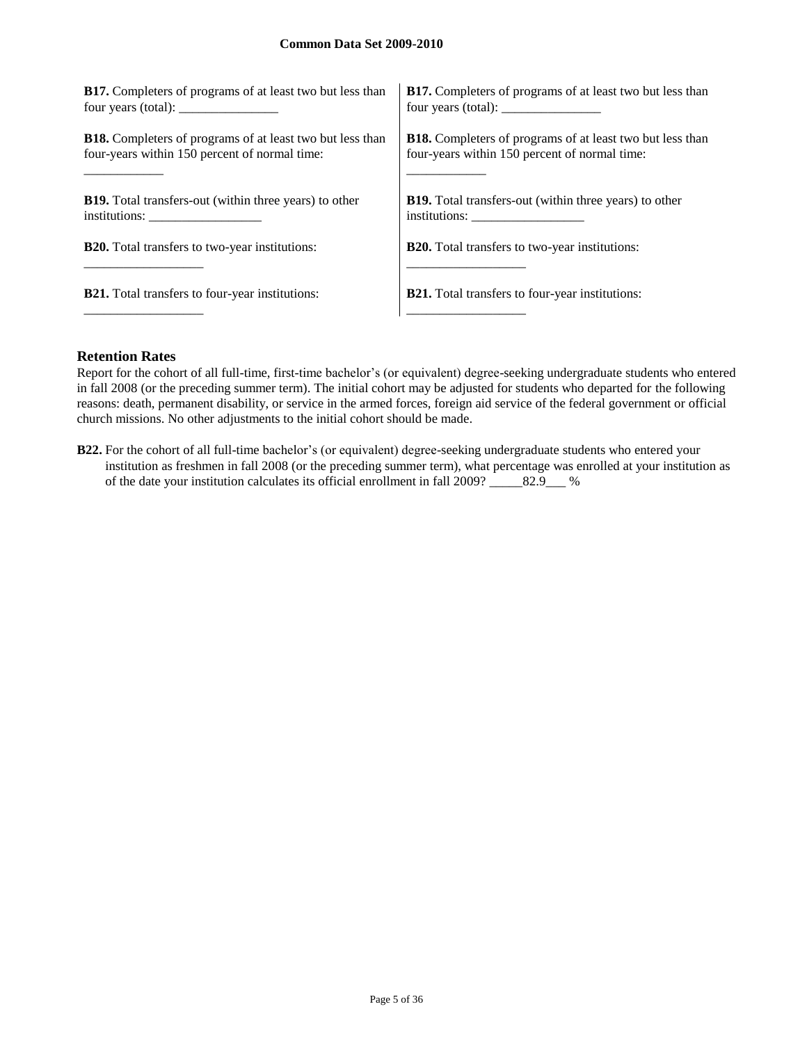**B17.** Completers of programs of at least two but less than four years (total): _______________

**B18.** Completers of programs of at least two but less than four-years within 150 percent of normal time: ____________

**B19.** Total transfers-out (within three years) to other institutions: _________________

**B20.** Total transfers to two-year institutions: __________________

**B21.** Total transfers to four-year institutions: __________________

**B17.** Completers of programs of at least two but less than four years (total): _______________

**B18.** Completers of programs of at least two but less than four-years within 150 percent of normal time: ____________

**B19.** Total transfers-out (within three years) to other institutions: _________________

**B20.** Total transfers to two-year institutions: __________________

**B21.** Total transfers to four-year institutions: __________________

## Retention Rates

Report for the cohort of all full-time, first-time bachelor's (or equivalent) degree-seeking undergraduate students who entered in fall 2008 (or the preceding summer term). The initial cohort may be adjusted for students who departed for the following reasons: death, permanent disability, or service in the armed forces, foreign aid service of the federal government or official church missions. No other adjustments to the initial cohort should be made.

**B22.** For the cohort of all full-time bachelor's (or equivalent) degree-seeking undergraduate students who entered your institution as freshmen in fall 2008 (or the preceding summer term), what percentage was enrolled at your institution as of the date your institution calculates its official enrollment in fall 2009? _____82.9___ %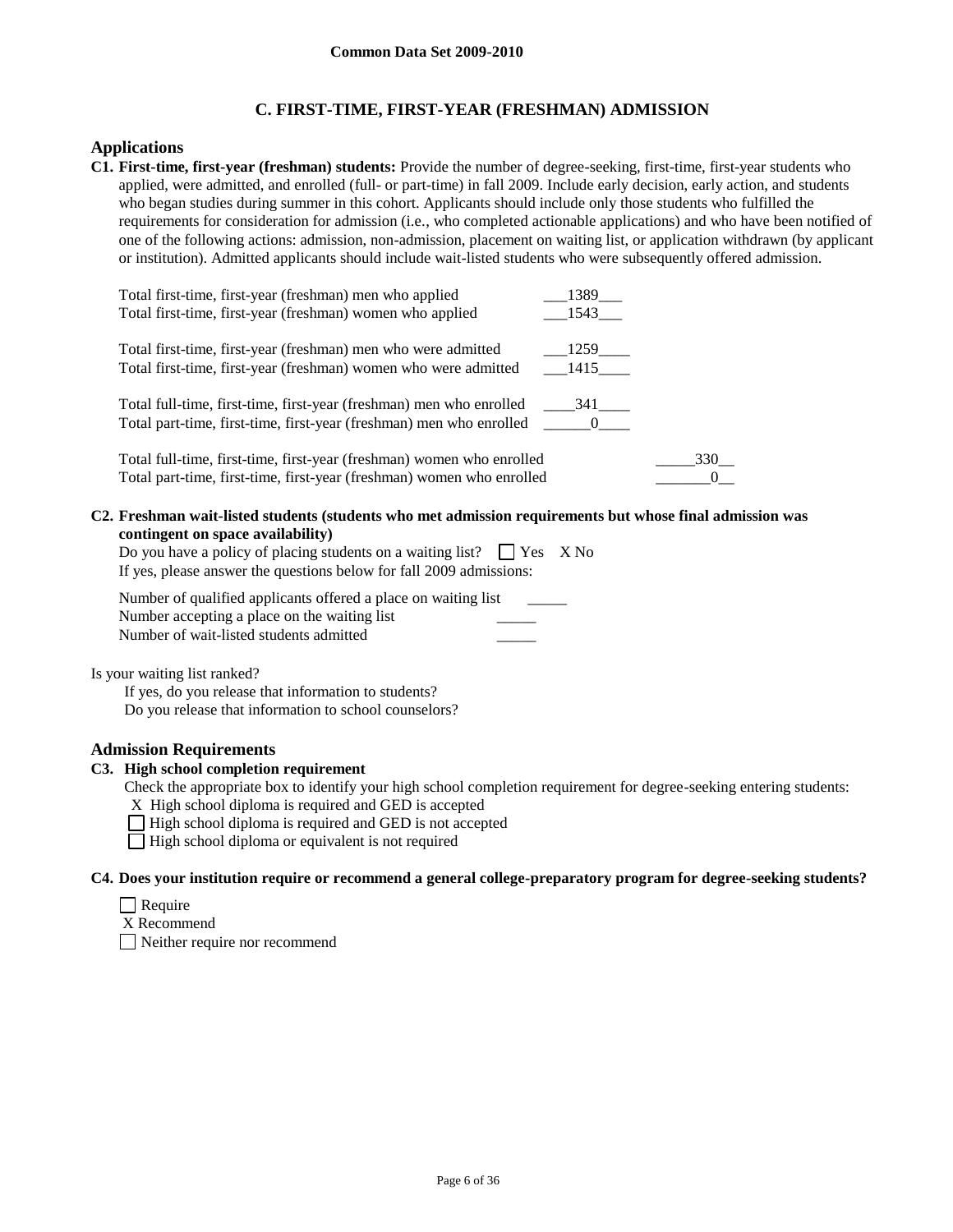## C. FIRST-TIME, FIRST-YEAR (FRESHMAN) ADMISSION

### Applications

**C1. First-time, first-year (freshman) students:** Provide the number of degree-seeking, first-time, first-year students who applied, were admitted, and enrolled (full- or part-time) in fall 2009. Include early decision, early action, and students who began studies during summer in this cohort. Applicants should include only those students who fulfilled the requirements for consideration for admission (i.e., who completed actionable applications) and who have been notified of one of the following actions: admission, non-admission, placement on waiting list, or application withdrawn (by applicant or institution). Admitted applicants should include wait-listed students who were subsequently offered admission.

| | |
|---|---|
| Total first-time, first-year (freshman) men who applied | 1389 |
| Total first-time, first-year (freshman) women who applied | 1543 |
| Total first-time, first-year (freshman) men who were admitted | 1259 |
| Total first-time, first-year (freshman) women who were admitted | 1415 |
| Total full-time, first-time, first-year (freshman) men who enrolled | 341 |
| Total part-time, first-time, first-year (freshman) men who enrolled | 0 |
| Total full-time, first-time, first-year (freshman) women who enrolled | 330 |
| Total part-time, first-time, first-year (freshman) women who enrolled | 0 |

**C2. Freshman wait-listed students (students who met admission requirements but whose final admission was contingent on space availability)**

Do you have a policy of placing students on a waiting list? ☐ Yes X No

If yes, please answer the questions below for fall 2009 admissions:

Number of qualified applicants offered a place on waiting list _____
Number accepting a place on the waiting list _____
Number of wait-listed students admitted _____

Is your waiting list ranked?

If yes, do you release that information to students?

Do you release that information to school counselors?

### Admission Requirements

**C3. High school completion requirement**

Check the appropriate box to identify your high school completion requirement for degree-seeking entering students:

X High school diploma is required and GED is accepted
☐ High school diploma is required and GED is not accepted
☐ High school diploma or equivalent is not required

**C4. Does your institution require or recommend a general college-preparatory program for degree-seeking students?**

☐ Require
X Recommend
☐ Neither require nor recommend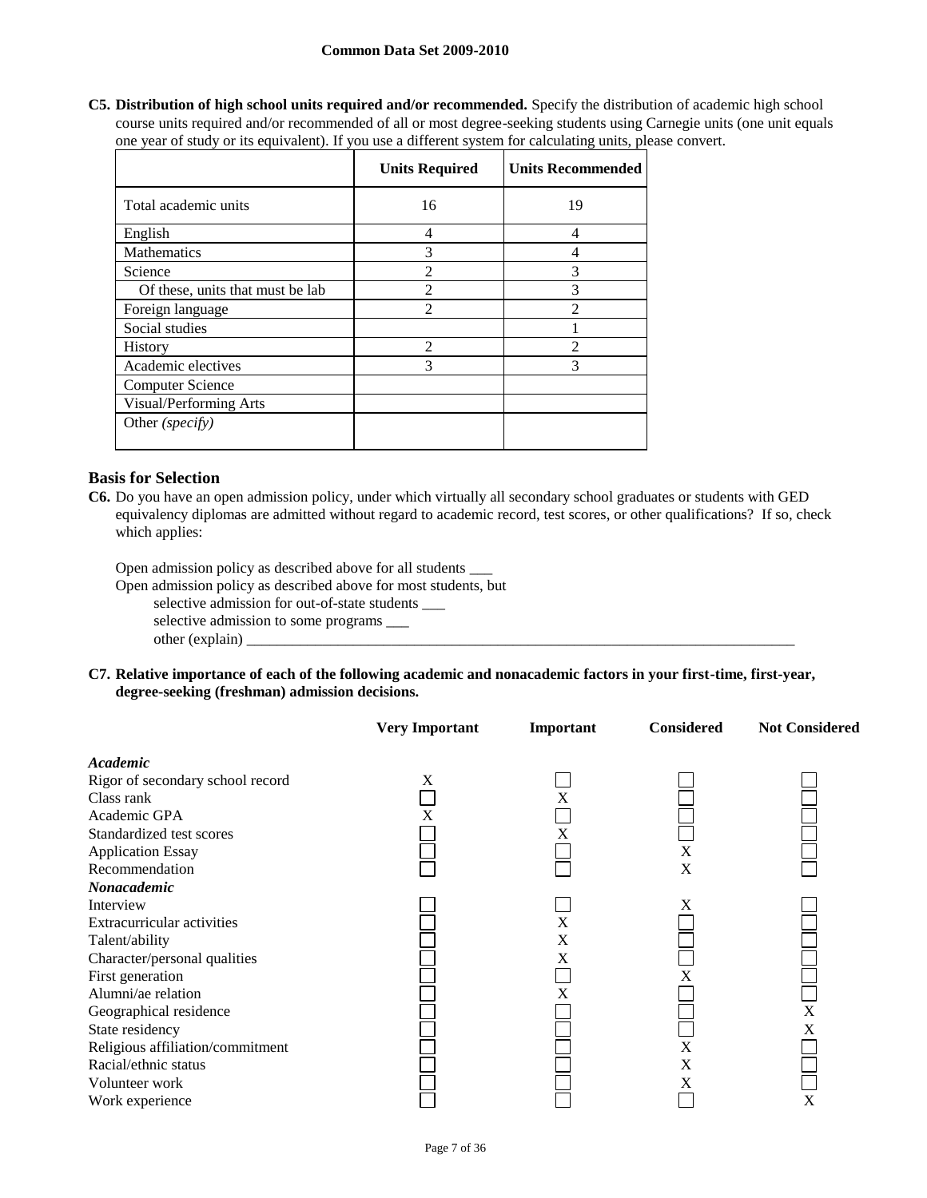**C5. Distribution of high school units required and/or recommended.** Specify the distribution of academic high school course units required and/or recommended of all or most degree-seeking students using Carnegie units (one unit equals one year of study or its equivalent). If you use a different system for calculating units, please convert.

| | Units Required | Units Recommended |
|---|---|---|
| Total academic units | 16 | 19 |
| English | 4 | 4 |
| Mathematics | 3 | 4 |
| Science | 2 | 3 |
| Of these, units that must be lab | 2 | 3 |
| Foreign language | 2 | 2 |
| Social studies | | 1 |
| History | 2 | 2 |
| Academic electives | 3 | 3 |
| Computer Science | | |
| Visual/Performing Arts | | |
| Other *(specify)* | | |

## Basis for Selection

**C6.** Do you have an open admission policy, under which virtually all secondary school graduates or students with GED equivalency diplomas are admitted without regard to academic record, test scores, or other qualifications? If so, check which applies:

Open admission policy as described above for all students ___

Open admission policy as described above for most students, but

- selective admission for out-of-state students ___
- selective admission to some programs ___
- other (explain) ___

**C7. Relative importance of each of the following academic and nonacademic factors in your first-time, first-year, degree-seeking (freshman) admission decisions.**

| | Very Important | Important | Considered | Not Considered |
|---|---|---|---|---|
| ***Academic*** | | | | |
| Rigor of secondary school record | X | | | |
| Class rank | | X | | |
| Academic GPA | X | | | |
| Standardized test scores | | X | | |
| Application Essay | | | X | |
| Recommendation | | | X | |
| ***Nonacademic*** | | | | |
| Interview | | | X | |
| Extracurricular activities | | X | | |
| Talent/ability | | X | | |
| Character/personal qualities | | X | | |
| First generation | | | X | |
| Alumni/ae relation | | X | | |
| Geographical residence | | | | X |
| State residency | | | | X |
| Religious affiliation/commitment | | | X | |
| Racial/ethnic status | | | X | |
| Volunteer work | | | X | |
| Work experience | | | | X |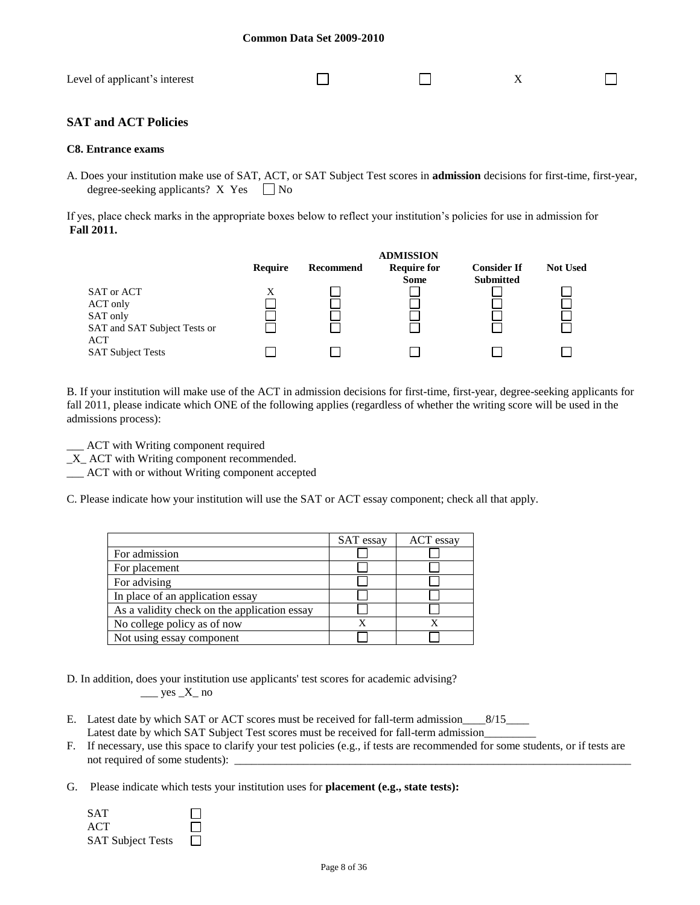| Level of applicant's interest | ☐ | ☐ | X | ☐ |
|---|---|---|---|---|

## SAT and ACT Policies

### C8. Entrance exams

A. Does your institution make use of SAT, ACT, or SAT Subject Test scores in **admission** decisions for first-time, first-year, degree-seeking applicants? X Yes ☐ No

If yes, place check marks in the appropriate boxes below to reflect your institution's policies for use in admission for **Fall 2011.**

| | ADMISSION | | | | |
|---|---|---|---|---|---|
| | **Require** | **Recommend** | **Require for Some** | **Consider If Submitted** | **Not Used** |
| SAT or ACT | X | ☐ | ☐ | ☐ | ☐ |
| ACT only | ☐ | ☐ | ☐ | ☐ | ☐ |
| SAT only | ☐ | ☐ | ☐ | ☐ | ☐ |
| SAT and SAT Subject Tests or ACT | ☐ | ☐ | ☐ | ☐ | ☐ |
| SAT Subject Tests | ☐ | ☐ | ☐ | ☐ | ☐ |

B. If your institution will make use of the ACT in admission decisions for first-time, first-year, degree-seeking applicants for fall 2011, please indicate which ONE of the following applies (regardless of whether the writing score will be used in the admissions process):

___ ACT with Writing component required
_X_ ACT with Writing component recommended.
___ ACT with or without Writing component accepted

C. Please indicate how your institution will use the SAT or ACT essay component; check all that apply.

| | SAT essay | ACT essay |
|---|---|---|
| For admission | ☐ | ☐ |
| For placement | ☐ | ☐ |
| For advising | ☐ | ☐ |
| In place of an application essay | ☐ | ☐ |
| As a validity check on the application essay | ☐ | ☐ |
| No college policy as of now | X | X |
| Not using essay component | ☐ | ☐ |

D. In addition, does your institution use applicants' test scores for academic advising?
___ yes _X_ no

E. Latest date by which SAT or ACT scores must be received for fall-term admission____8/15____
Latest date by which SAT Subject Test scores must be received for fall-term admission_________

F. If necessary, use this space to clarify your test policies (e.g., if tests are recommended for some students, or if tests are not required of some students): ________________________________________________________________________

G. Please indicate which tests your institution uses for **placement (e.g., state tests):**

SAT ☐
ACT ☐
SAT Subject Tests ☐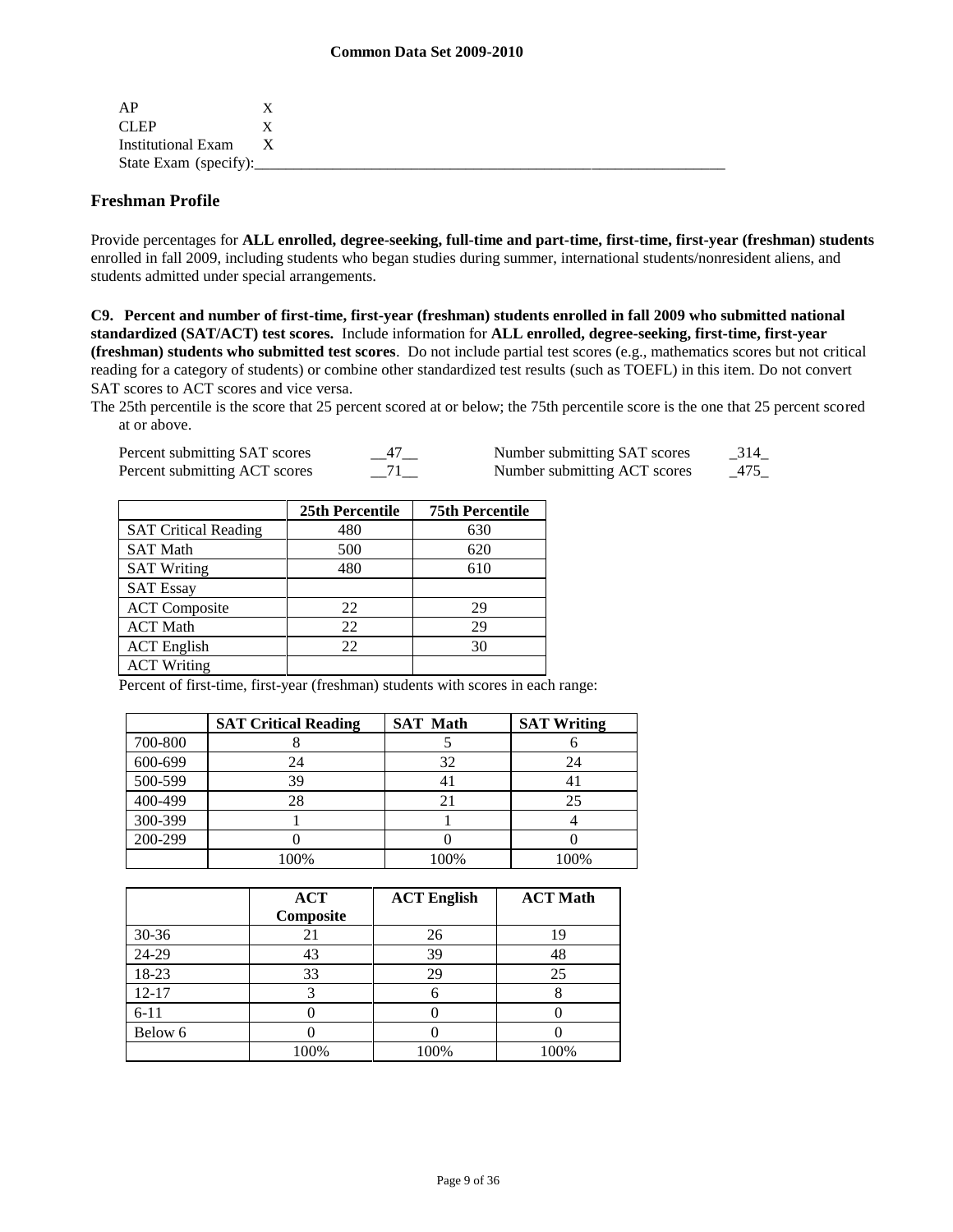| | |
|---|---|
| AP | X |
| CLEP | X |
| Institutional Exam | X |
| State Exam (specify):_________________________________________________________ | |

## Freshman Profile

Provide percentages for **ALL enrolled, degree-seeking, full-time and part-time, first-time, first-year (freshman) students** enrolled in fall 2009, including students who began studies during summer, international students/nonresident aliens, and students admitted under special arrangements.

**C9. Percent and number of first-time, first-year (freshman) students enrolled in fall 2009 who submitted national standardized (SAT/ACT) test scores.** Include information for **ALL enrolled, degree-seeking, first-time, first-year (freshman) students who submitted test scores**. Do not include partial test scores (e.g., mathematics scores but not critical reading for a category of students) or combine other standardized test results (such as TOEFL) in this item. Do not convert SAT scores to ACT scores and vice versa.

The 25th percentile is the score that 25 percent scored at or below; the 75th percentile score is the one that 25 percent scored at or above.

Percent submitting SAT scores __47__ Number submitting SAT scores _314_
Percent submitting ACT scores __71__ Number submitting ACT scores _475_

| | 25th Percentile | 75th Percentile |
|---|---|---|
| SAT Critical Reading | 480 | 630 |
| SAT Math | 500 | 620 |
| SAT Writing | 480 | 610 |
| SAT Essay | | |
| ACT Composite | 22 | 29 |
| ACT Math | 22 | 29 |
| ACT English | 22 | 30 |
| ACT Writing | | |

Percent of first-time, first-year (freshman) students with scores in each range:

| | SAT Critical Reading | SAT Math | SAT Writing |
|---|---|---|---|
| 700-800 | 8 | 5 | 6 |
| 600-699 | 24 | 32 | 24 |
| 500-599 | 39 | 41 | 41 |
| 400-499 | 28 | 21 | 25 |
| 300-399 | 1 | 1 | 4 |
| 200-299 | 0 | 0 | 0 |
| | 100% | 100% | 100% |

| | ACT Composite | ACT English | ACT Math |
|---|---|---|---|
| 30-36 | 21 | 26 | 19 |
| 24-29 | 43 | 39 | 48 |
| 18-23 | 33 | 29 | 25 |
| 12-17 | 3 | 6 | 8 |
| 6-11 | 0 | 0 | 0 |
| Below 6 | 0 | 0 | 0 |
| | 100% | 100% | 100% |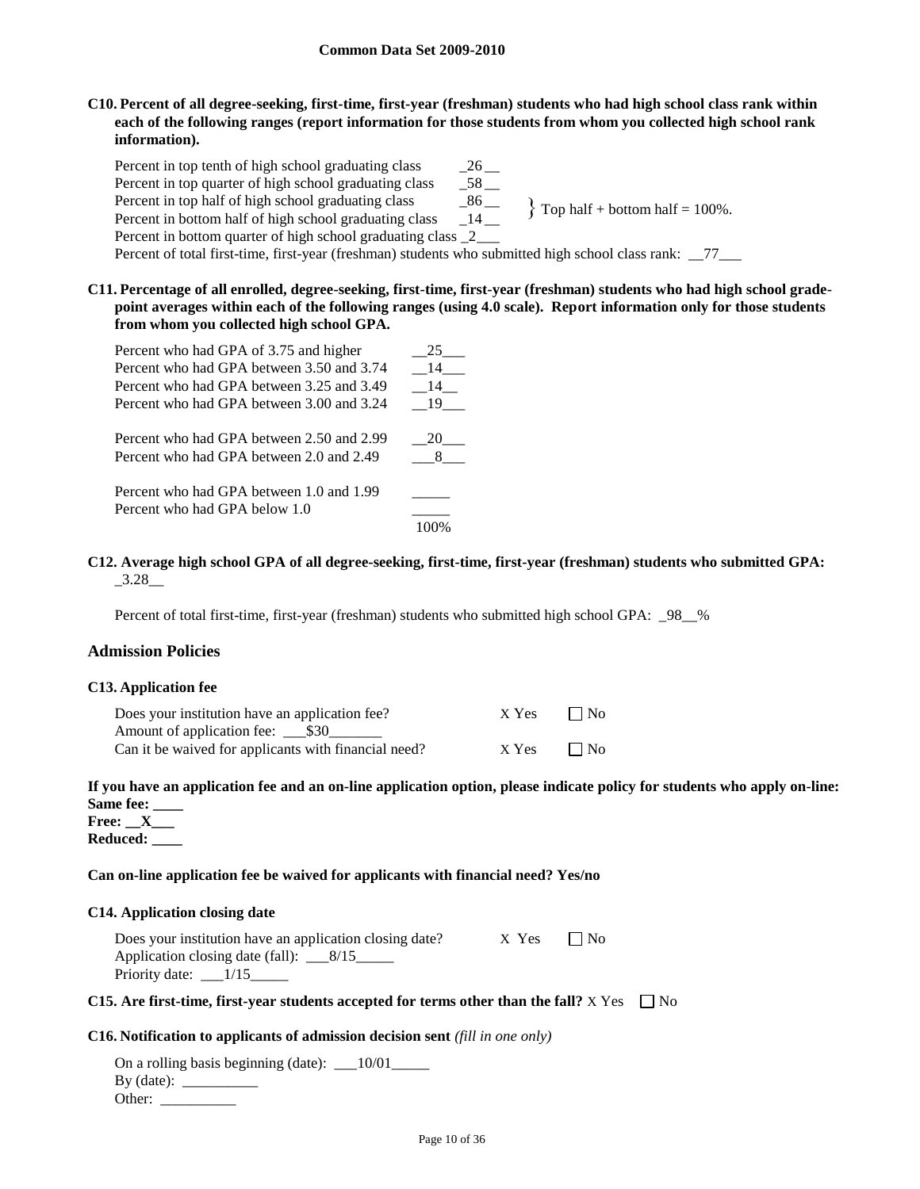**C10. Percent of all degree-seeking, first-time, first-year (freshman) students who had high school class rank within each of the following ranges (report information for those students from whom you collected high school rank information).**

| | |
|---|---|
| Percent in top tenth of high school graduating class | 26 |
| Percent in top quarter of high school graduating class | 58 |
| Percent in top half of high school graduating class | 86 |
| Percent in bottom half of high school graduating class | 14 |
| Percent in bottom quarter of high school graduating class | 2 |

} Top half + bottom half = 100%.

Percent of total first-time, first-year (freshman) students who submitted high school class rank: 77

**C11. Percentage of all enrolled, degree-seeking, first-time, first-year (freshman) students who had high school grade-point averages within each of the following ranges (using 4.0 scale). Report information only for those students from whom you collected high school GPA.**

| | |
|---|---|
| Percent who had GPA of 3.75 and higher | 25 |
| Percent who had GPA between 3.50 and 3.74 | 14 |
| Percent who had GPA between 3.25 and 3.49 | 14 |
| Percent who had GPA between 3.00 and 3.24 | 19 |
| Percent who had GPA between 2.50 and 2.99 | 20 |
| Percent who had GPA between 2.0 and 2.49 | 8 |
| Percent who had GPA between 1.0 and 1.99 | |
| Percent who had GPA below 1.0 | |
| | 100% |

**C12. Average high school GPA of all degree-seeking, first-time, first-year (freshman) students who submitted GPA:** 3.28

Percent of total first-time, first-year (freshman) students who submitted high school GPA: 98%

## Admission Policies

**C13. Application fee**

| | | |
|---|---|---|
| Does your institution have an application fee? | X Yes | ☐ No |
| Amount of application fee: $30 | | |
| Can it be waived for applicants with financial need? | X Yes | ☐ No |

**If you have an application fee and an on-line application option, please indicate policy for students who apply on-line:**
**Same fee:** ____
**Free:** X
**Reduced:** ____

**Can on-line application fee be waived for applicants with financial need? Yes/no**

**C14. Application closing date**

| | | |
|---|---|---|
| Does your institution have an application closing date? | X Yes | ☐ No |
| Application closing date (fall): 8/15 | | |
| Priority date: 1/15 | | |

**C15. Are first-time, first-year students accepted for terms other than the fall?** X Yes ☐ No

**C16. Notification to applicants of admission decision sent** *(fill in one only)*

On a rolling basis beginning (date): 10/01
By (date): __________
Other: __________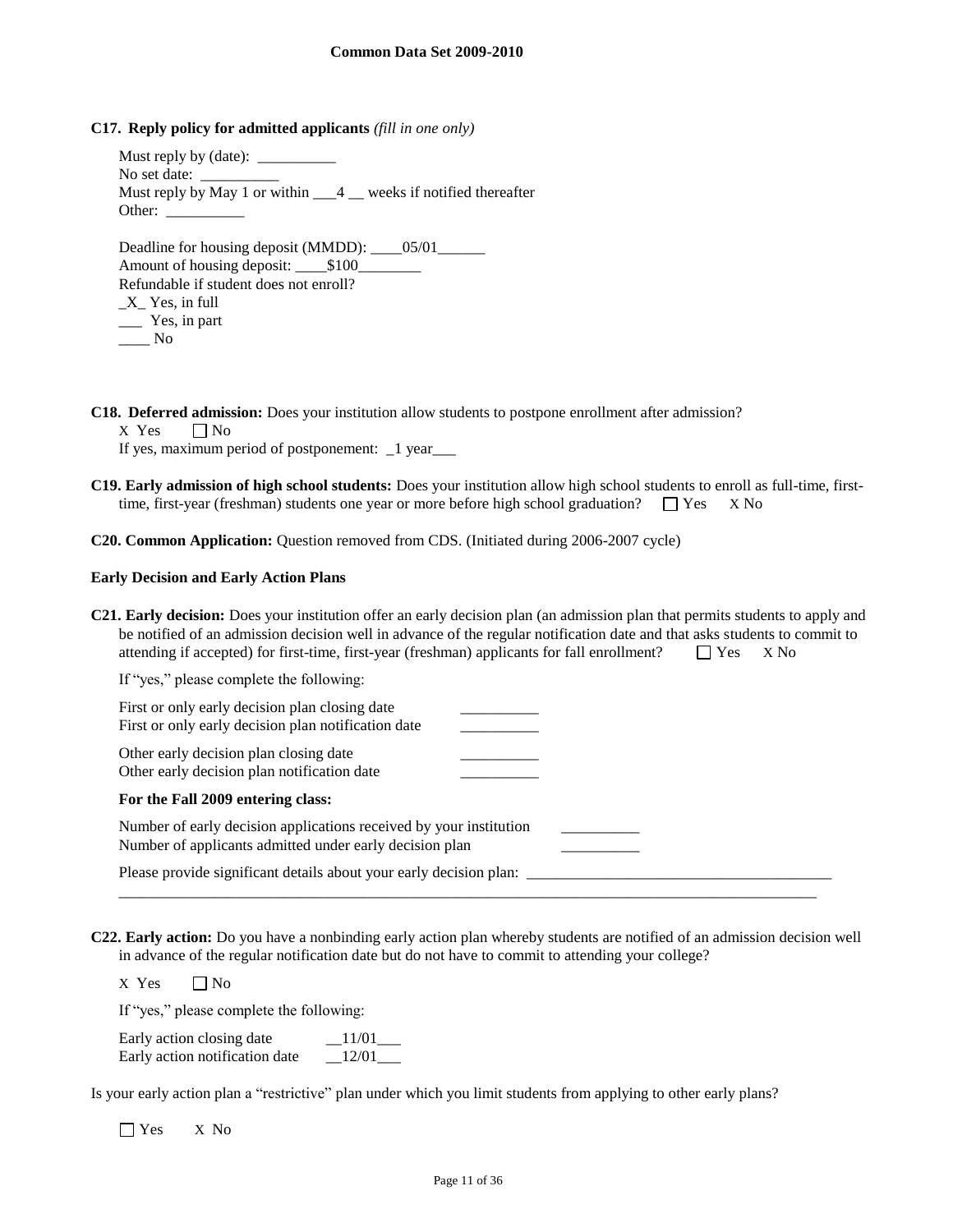**C17. Reply policy for admitted applicants** *(fill in one only)*

Must reply by (date): __________
No set date: __________
Must reply by May 1 or within ___4 __ weeks if notified thereafter
Other: __________

Deadline for housing deposit (MMDD): ____05/01______
Amount of housing deposit: ____$100________
Refundable if student does not enroll?
_X_ Yes, in full
___ Yes, in part
____ No

**C18. Deferred admission:** Does your institution allow students to postpone enrollment after admission?
X Yes ☐ No
If yes, maximum period of postponement: _1 year___

**C19. Early admission of high school students:** Does your institution allow high school students to enroll as full-time, first-time, first-year (freshman) students one year or more before high school graduation? ☐ Yes X No

**C20. Common Application:** Question removed from CDS. (Initiated during 2006-2007 cycle)

**Early Decision and Early Action Plans**

**C21. Early decision:** Does your institution offer an early decision plan (an admission plan that permits students to apply and be notified of an admission decision well in advance of the regular notification date and that asks students to commit to attending if accepted) for first-time, first-year (freshman) applicants for fall enrollment? ☐ Yes X No

If "yes," please complete the following:

First or only early decision plan closing date __________
First or only early decision plan notification date __________

Other early decision plan closing date __________
Other early decision plan notification date __________

**For the Fall 2009 entering class:**

Number of early decision applications received by your institution __________
Number of applicants admitted under early decision plan __________

Please provide significant details about your early decision plan: ________________________________________

**C22. Early action:** Do you have a nonbinding early action plan whereby students are notified of an admission decision well in advance of the regular notification date but do not have to commit to attending your college?

X Yes ☐ No

If "yes," please complete the following:

Early action closing date __11/01___
Early action notification date __12/01___

Is your early action plan a "restrictive" plan under which you limit students from applying to other early plans?

☐ Yes X No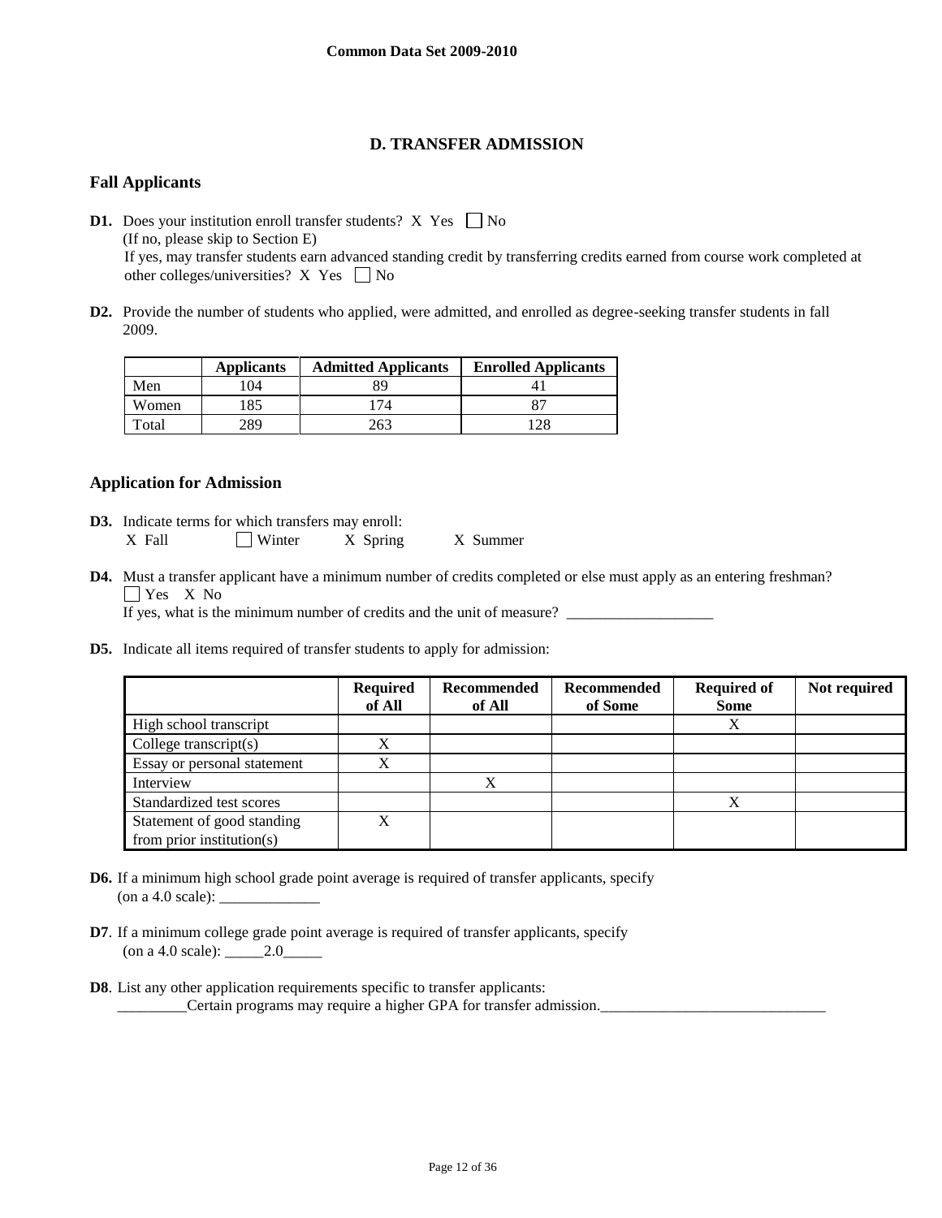# D. TRANSFER ADMISSION

## Fall Applicants

**D1.** Does your institution enroll transfer students? X Yes ☐ No
(If no, please skip to Section E)
If yes, may transfer students earn advanced standing credit by transferring credits earned from course work completed at other colleges/universities? X Yes ☐ No

**D2.** Provide the number of students who applied, were admitted, and enrolled as degree-seeking transfer students in fall 2009.

| | Applicants | Admitted Applicants | Enrolled Applicants |
|---|---|---|---|
| Men | 104 | 89 | 41 |
| Women | 185 | 174 | 87 |
| Total | 289 | 263 | 128 |

## Application for Admission

**D3.** Indicate terms for which transfers may enroll:
X Fall ☐ Winter X Spring X Summer

**D4.** Must a transfer applicant have a minimum number of credits completed or else must apply as an entering freshman?
☐ Yes X No
If yes, what is the minimum number of credits and the unit of measure? ___________________

**D5.** Indicate all items required of transfer students to apply for admission:

| | Required of All | Recommended of All | Recommended of Some | Required of Some | Not required |
|---|---|---|---|---|---|
| High school transcript | | | | X | |
| College transcript(s) | X | | | | |
| Essay or personal statement | X | | | | |
| Interview | | X | | | |
| Standardized test scores | | | | X | |
| Statement of good standing from prior institution(s) | X | | | | |

**D6.** If a minimum high school grade point average is required of transfer applicants, specify (on a 4.0 scale): _____________

**D7**. If a minimum college grade point average is required of transfer applicants, specify (on a 4.0 scale): _____2.0_____

**D8**. List any other application requirements specific to transfer applicants:
_________Certain programs may require a higher GPA for transfer admission._____________________________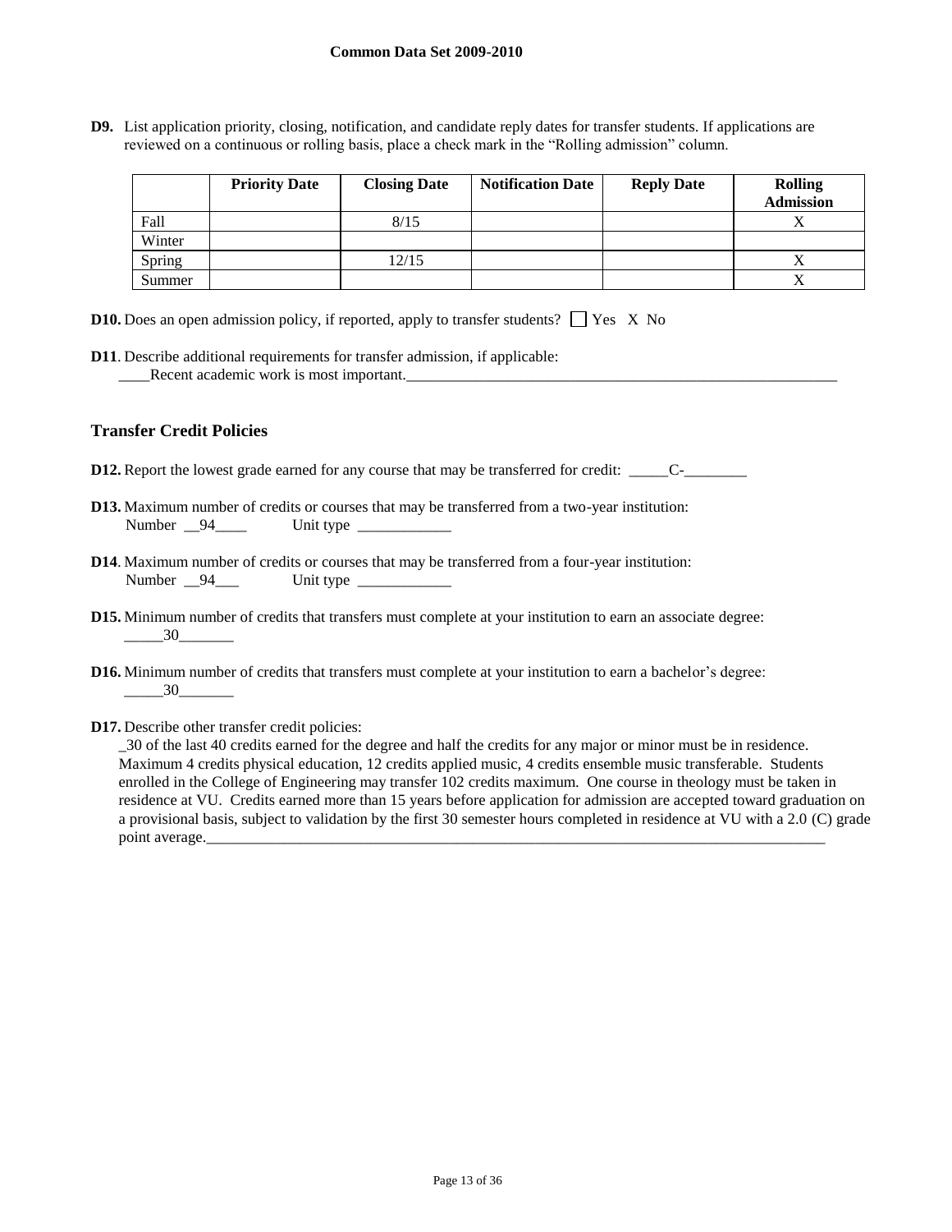**D9.** List application priority, closing, notification, and candidate reply dates for transfer students. If applications are reviewed on a continuous or rolling basis, place a check mark in the "Rolling admission" column.

| | Priority Date | Closing Date | Notification Date | Reply Date | Rolling Admission |
|---|---|---|---|---|---|
| Fall | | 8/15 | | | X |
| Winter | | | | | |
| Spring | | 12/15 | | | X |
| Summer | | | | | X |

**D10.** Does an open admission policy, if reported, apply to transfer students? ☐ Yes X No

**D11**. Describe additional requirements for transfer admission, if applicable:
____Recent academic work is most important.___________________________________________________________

### Transfer Credit Policies

**D12.** Report the lowest grade earned for any course that may be transferred for credit: _____C-________

**D13.** Maximum number of credits or courses that may be transferred from a two-year institution:
Number __94____ Unit type ____________

**D14**. Maximum number of credits or courses that may be transferred from a four-year institution:
Number __94___ Unit type ____________

**D15.** Minimum number of credits that transfers must complete at your institution to earn an associate degree:
_____30_______

**D16.** Minimum number of credits that transfers must complete at your institution to earn a bachelor's degree:
_____30_______

**D17.** Describe other transfer credit policies:
_30 of the last 40 credits earned for the degree and half the credits for any major or minor must be in residence. Maximum 4 credits physical education, 12 credits applied music, 4 credits ensemble music transferable. Students enrolled in the College of Engineering may transfer 102 credits maximum. One course in theology must be taken in residence at VU. Credits earned more than 15 years before application for admission are accepted toward graduation on a provisional basis, subject to validation by the first 30 semester hours completed in residence at VU with a 2.0 (C) grade point average.____________________________________________________________________________________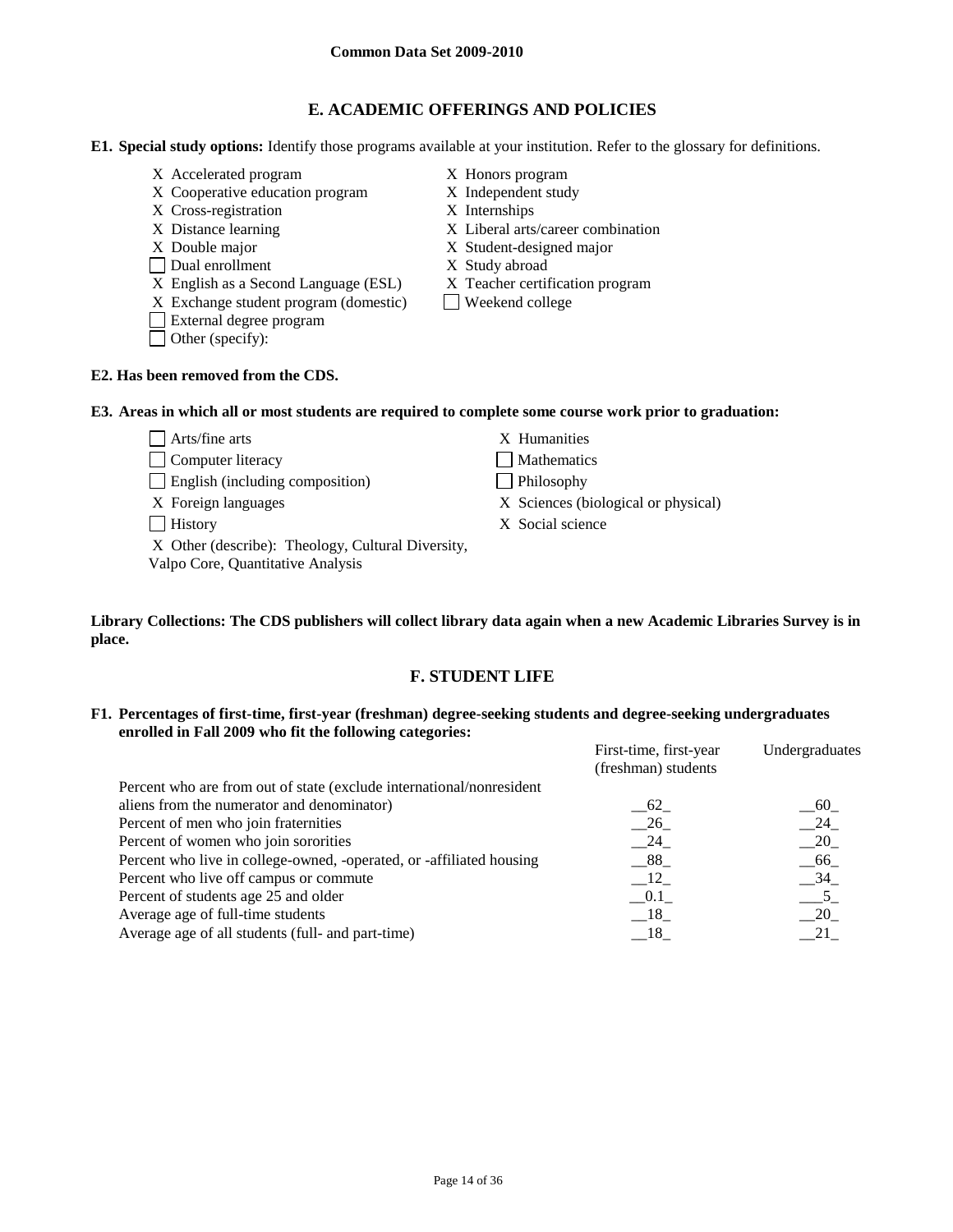## E. ACADEMIC OFFERINGS AND POLICIES

**E1. Special study options:** Identify those programs available at your institution. Refer to the glossary for definitions.

- X Accelerated program
- X Cooperative education program
- X Cross-registration
- X Distance learning
- X Double major
- ☐ Dual enrollment
- X English as a Second Language (ESL)
- X Exchange student program (domestic)
- ☐ External degree program
- ☐ Other (specify):
- X Honors program
- X Independent study
- X Internships
- X Liberal arts/career combination
- X Student-designed major
- X Study abroad
- X Teacher certification program
- ☐ Weekend college

**E2. Has been removed from the CDS.**

**E3. Areas in which all or most students are required to complete some course work prior to graduation:**

- ☐ Arts/fine arts
- ☐ Computer literacy
- ☐ English (including composition)
- X Foreign languages
- ☐ History
- X Other (describe): Theology, Cultural Diversity, Valpo Core, Quantitative Analysis
- X Humanities
- ☐ Mathematics
- ☐ Philosophy
- X Sciences (biological or physical)
- X Social science

**Library Collections: The CDS publishers will collect library data again when a new Academic Libraries Survey is in place.**

## F. STUDENT LIFE

**F1. Percentages of first-time, first-year (freshman) degree-seeking students and degree-seeking undergraduates enrolled in Fall 2009 who fit the following categories:**

| | First-time, first-year (freshman) students | Undergraduates |
|---|---|---|
| Percent who are from out of state (exclude international/nonresident aliens from the numerator and denominator) | 62 | 60 |
| Percent of men who join fraternities | 26 | 24 |
| Percent of women who join sororities | 24 | 20 |
| Percent who live in college-owned, -operated, or -affiliated housing | 88 | 66 |
| Percent who live off campus or commute | 12 | 34 |
| Percent of students age 25 and older | 0.1 | 5 |
| Average age of full-time students | 18 | 20 |
| Average age of all students (full- and part-time) | 18 | 21 |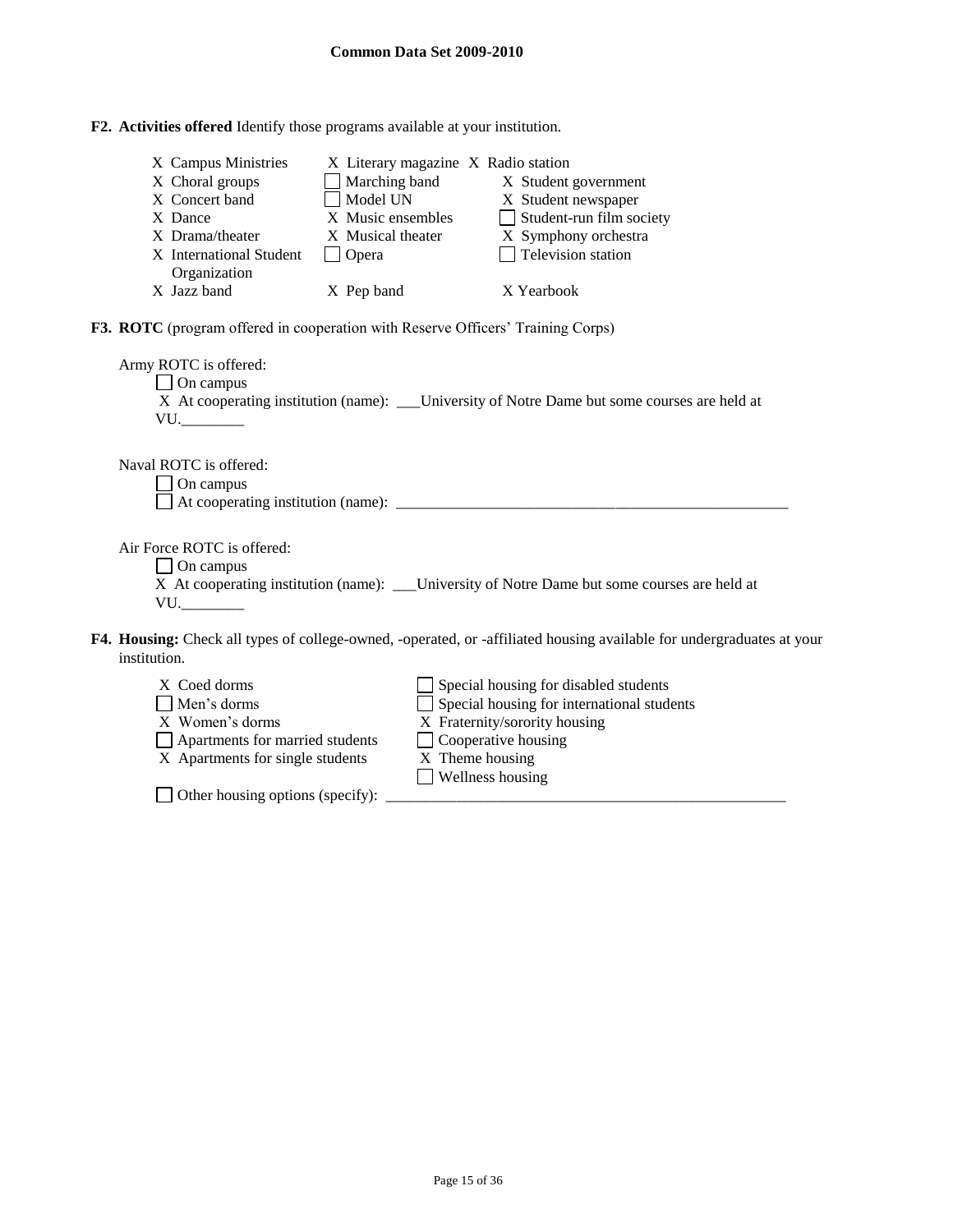**Common Data Set 2009-2010**

**F2. Activities offered** Identify those programs available at your institution.

- X Campus Ministries
- X Choral groups
- X Concert band
- X Dance
- X Drama/theater
- X International Student Organization
- X Jazz band
- X Literary magazine
- ☐ Marching band
- ☐ Model UN
- X Music ensembles
- X Musical theater
- ☐ Opera
- X Pep band
- X Radio station
- X Student government
- X Student newspaper
- ☐ Student-run film society
- X Symphony orchestra
- ☐ Television station
- X Yearbook

**F3. ROTC** (program offered in cooperation with Reserve Officers' Training Corps)

Army ROTC is offered:

☐ On campus

X At cooperating institution (name): ___University of Notre Dame but some courses are held at VU.________

Naval ROTC is offered:

☐ On campus

☐ At cooperating institution (name): ______________________________________________________

Air Force ROTC is offered:

☐ On campus

X At cooperating institution (name): ___University of Notre Dame but some courses are held at VU.________

**F4. Housing:** Check all types of college-owned, -operated, or -affiliated housing available for undergraduates at your institution.

- X Coed dorms
- ☐ Men's dorms
- X Women's dorms
- ☐ Apartments for married students
- X Apartments for single students
- ☐ Special housing for disabled students
- ☐ Special housing for international students
- X Fraternity/sorority housing
- ☐ Cooperative housing
- X Theme housing
- ☐ Wellness housing

☐ Other housing options (specify): ______________________________________________________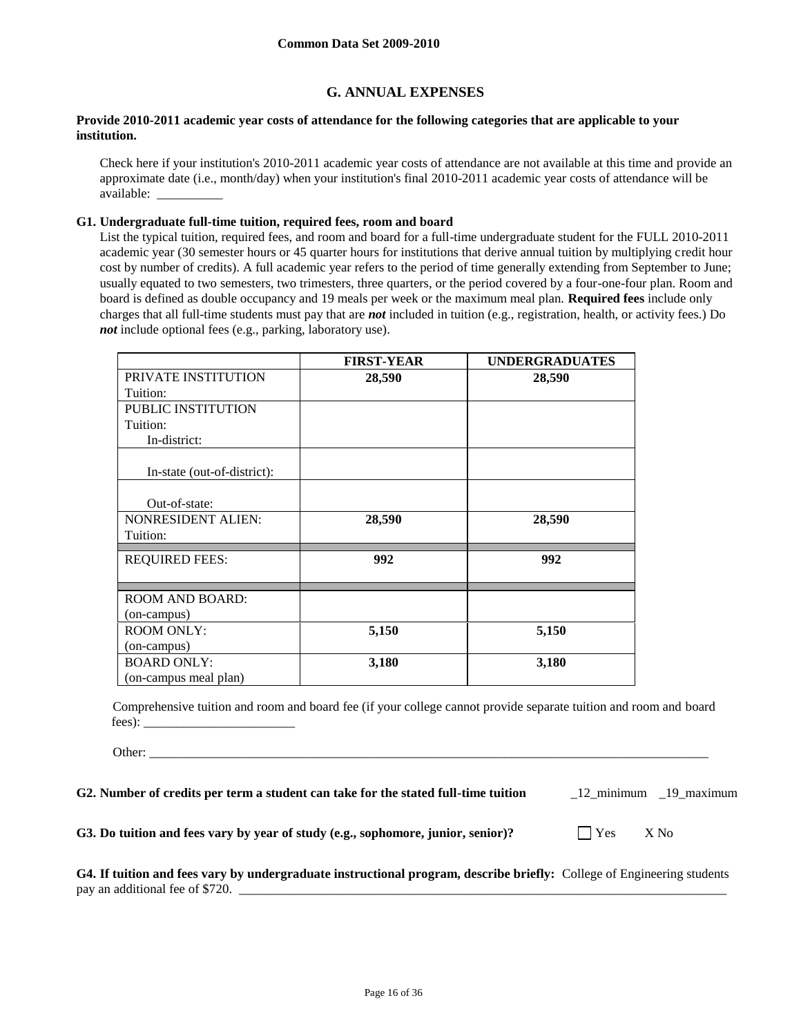**Common Data Set 2009-2010**

## G. ANNUAL EXPENSES

**Provide 2010-2011 academic year costs of attendance for the following categories that are applicable to your institution.**

Check here if your institution's 2010-2011 academic year costs of attendance are not available at this time and provide an approximate date (i.e., month/day) when your institution's final 2010-2011 academic year costs of attendance will be available: __________

**G1. Undergraduate full-time tuition, required fees, room and board**

List the typical tuition, required fees, and room and board for a full-time undergraduate student for the FULL 2010-2011 academic year (30 semester hours or 45 quarter hours for institutions that derive annual tuition by multiplying credit hour cost by number of credits). A full academic year refers to the period of time generally extending from September to June; usually equated to two semesters, two trimesters, three quarters, or the period covered by a four-one-four plan. Room and board is defined as double occupancy and 19 meals per week or the maximum meal plan. **Required fees** include only charges that all full-time students must pay that are ***not*** included in tuition (e.g., registration, health, or activity fees.) Do ***not*** include optional fees (e.g., parking, laboratory use).

| | **FIRST-YEAR** | **UNDERGRADUATES** |
|---|---|---|
| PRIVATE INSTITUTION Tuition: | **28,590** | **28,590** |
| PUBLIC INSTITUTION Tuition: In-district: | | |
| In-state (out-of-district): | | |
| Out-of-state: | | |
| NONRESIDENT ALIEN: Tuition: | **28,590** | **28,590** |
| REQUIRED FEES: | **992** | **992** |
| ROOM AND BOARD: (on-campus) | | |
| ROOM ONLY: (on-campus) | **5,150** | **5,150** |
| BOARD ONLY: (on-campus meal plan) | **3,180** | **3,180** |

Comprehensive tuition and room and board fee (if your college cannot provide separate tuition and room and board fees): _______________________

Other: ___________________________________________________________________________________________

**G2. Number of credits per term a student can take for the stated full-time tuition** _12_minimum _19_maximum

**G3. Do tuition and fees vary by year of study (e.g., sophomore, junior, senior)?** ☐ Yes X No

**G4. If tuition and fees vary by undergraduate instructional program, describe briefly:** College of Engineering students pay an additional fee of $720. ___________________________________________________________________________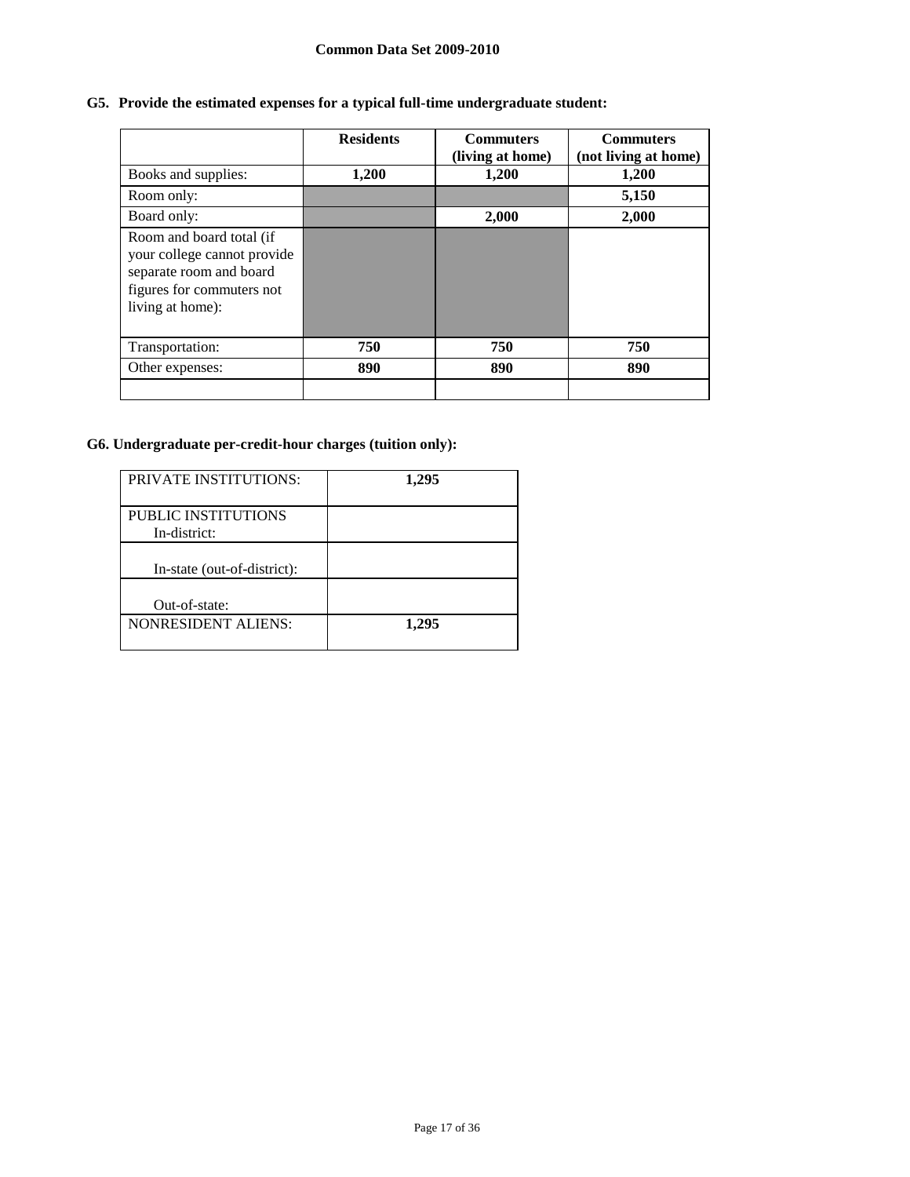**G5. Provide the estimated expenses for a typical full-time undergraduate student:**

| | Residents | Commuters (living at home) | Commuters (not living at home) |
|---|---|---|---|
| Books and supplies: | **1,200** | **1,200** | **1,200** |
| Room only: | | | **5,150** |
| Board only: | | **2,000** | **2,000** |
| Room and board total (if your college cannot provide separate room and board figures for commuters not living at home): | | | |
| Transportation: | **750** | **750** | **750** |
| Other expenses: | **890** | **890** | **890** |
| | | | |

**G6. Undergraduate per-credit-hour charges (tuition only):**

| | |
|---|---|
| PRIVATE INSTITUTIONS: | **1,295** |
| PUBLIC INSTITUTIONS In-district: | |
| In-state (out-of-district): | |
| Out-of-state: | |
| NONRESIDENT ALIENS: | **1,295** |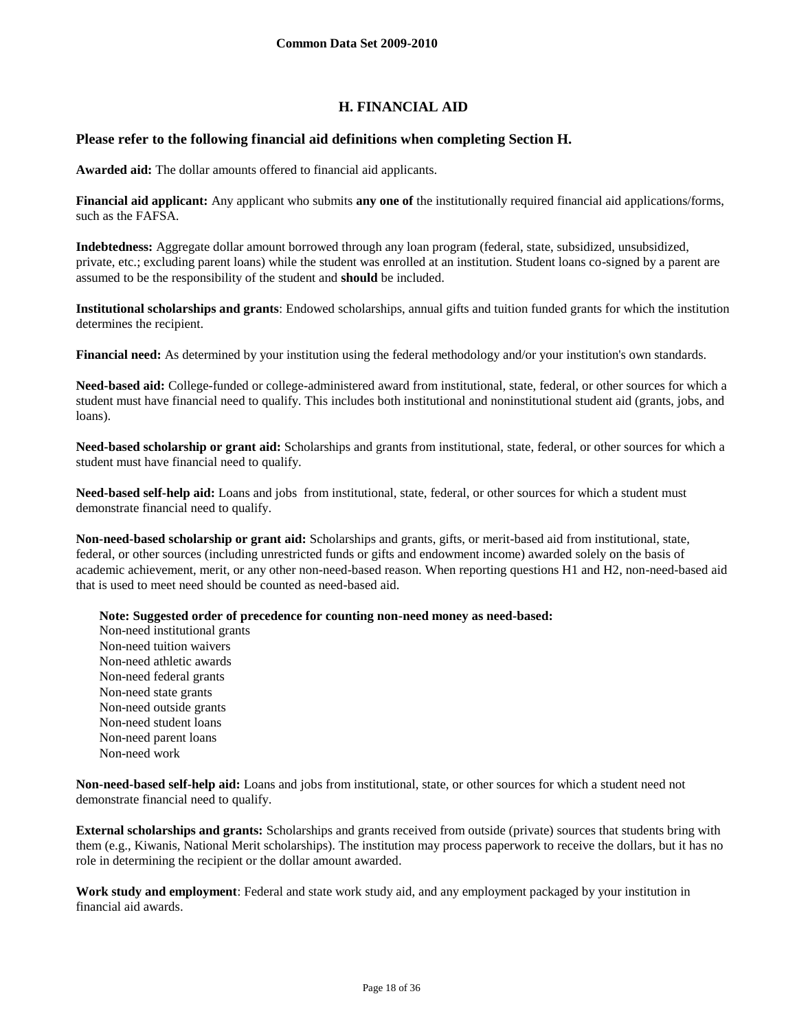## H. FINANCIAL AID

### Please refer to the following financial aid definitions when completing Section H.

**Awarded aid:** The dollar amounts offered to financial aid applicants.

**Financial aid applicant:** Any applicant who submits **any one of** the institutionally required financial aid applications/forms, such as the FAFSA.

**Indebtedness:** Aggregate dollar amount borrowed through any loan program (federal, state, subsidized, unsubsidized, private, etc.; excluding parent loans) while the student was enrolled at an institution. Student loans co-signed by a parent are assumed to be the responsibility of the student and **should** be included.

**Institutional scholarships and grants**: Endowed scholarships, annual gifts and tuition funded grants for which the institution determines the recipient.

**Financial need:** As determined by your institution using the federal methodology and/or your institution's own standards.

**Need-based aid:** College-funded or college-administered award from institutional, state, federal, or other sources for which a student must have financial need to qualify. This includes both institutional and noninstitutional student aid (grants, jobs, and loans).

**Need-based scholarship or grant aid:** Scholarships and grants from institutional, state, federal, or other sources for which a student must have financial need to qualify.

**Need-based self-help aid:** Loans and jobs from institutional, state, federal, or other sources for which a student must demonstrate financial need to qualify.

**Non-need-based scholarship or grant aid:** Scholarships and grants, gifts, or merit-based aid from institutional, state, federal, or other sources (including unrestricted funds or gifts and endowment income) awarded solely on the basis of academic achievement, merit, or any other non-need-based reason. When reporting questions H1 and H2, non-need-based aid that is used to meet need should be counted as need-based aid.

**Note: Suggested order of precedence for counting non-need money as need-based:**
Non-need institutional grants
Non-need tuition waivers
Non-need athletic awards
Non-need federal grants
Non-need state grants
Non-need outside grants
Non-need student loans
Non-need parent loans
Non-need work

**Non-need-based self-help aid:** Loans and jobs from institutional, state, or other sources for which a student need not demonstrate financial need to qualify.

**External scholarships and grants:** Scholarships and grants received from outside (private) sources that students bring with them (e.g., Kiwanis, National Merit scholarships). The institution may process paperwork to receive the dollars, but it has no role in determining the recipient or the dollar amount awarded.

**Work study and employment**: Federal and state work study aid, and any employment packaged by your institution in financial aid awards.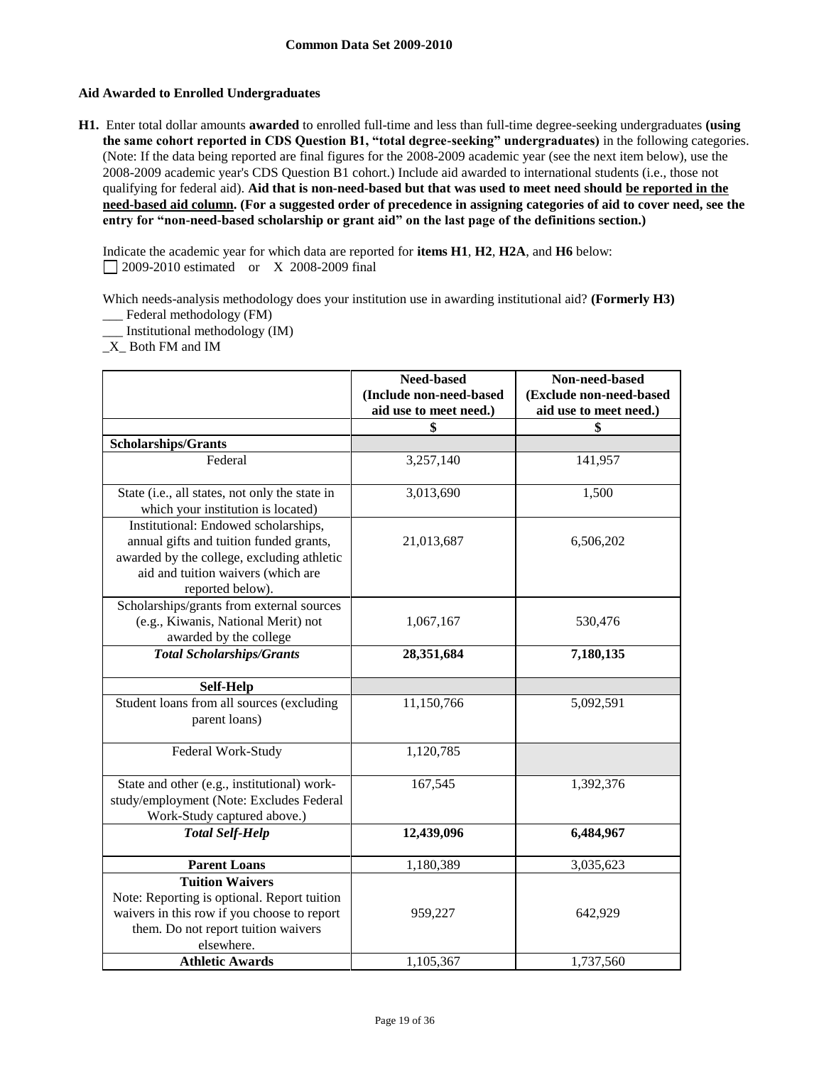## Aid Awarded to Enrolled Undergraduates

**H1.** Enter total dollar amounts **awarded** to enrolled full-time and less than full-time degree-seeking undergraduates **(using the same cohort reported in CDS Question B1, "total degree-seeking" undergraduates)** in the following categories. (Note: If the data being reported are final figures for the 2008-2009 academic year (see the next item below), use the 2008-2009 academic year's CDS Question B1 cohort.) Include aid awarded to international students (i.e., those not qualifying for federal aid). **Aid that is non-need-based but that was used to meet need should be reported in the need-based aid column. (For a suggested order of precedence in assigning categories of aid to cover need, see the entry for "non-need-based scholarship or grant aid" on the last page of the definitions section.)**

Indicate the academic year for which data are reported for **items H1**, **H2**, **H2A**, and **H6** below:
☐ 2009-2010 estimated or X 2008-2009 final

Which needs-analysis methodology does your institution use in awarding institutional aid? **(Formerly H3)**
___ Federal methodology (FM)
___ Institutional methodology (IM)
_X_ Both FM and IM

| | Need-based (Include non-need-based aid use to meet need.) | Non-need-based (Exclude non-need-based aid use to meet need.) |
|---|---|---|
| | $ | $ |
| **Scholarships/Grants** | | |
| Federal | 3,257,140 | 141,957 |
| State (i.e., all states, not only the state in which your institution is located) | 3,013,690 | 1,500 |
| Institutional: Endowed scholarships, annual gifts and tuition funded grants, awarded by the college, excluding athletic aid and tuition waivers (which are reported below). | 21,013,687 | 6,506,202 |
| Scholarships/grants from external sources (e.g., Kiwanis, National Merit) not awarded by the college | 1,067,167 | 530,476 |
| ***Total Scholarships/Grants*** | **28,351,684** | **7,180,135** |
| **Self-Help** | | |
| Student loans from all sources (excluding parent loans) | 11,150,766 | 5,092,591 |
| Federal Work-Study | 1,120,785 | |
| State and other (e.g., institutional) work-study/employment (Note: Excludes Federal Work-Study captured above.) | 167,545 | 1,392,376 |
| ***Total Self-Help*** | **12,439,096** | **6,484,967** |
| **Parent Loans** | 1,180,389 | 3,035,623 |
| **Tuition Waivers** Note: Reporting is optional. Report tuition waivers in this row if you choose to report them. Do not report tuition waivers elsewhere. | 959,227 | 642,929 |
| **Athletic Awards** | 1,105,367 | 1,737,560 |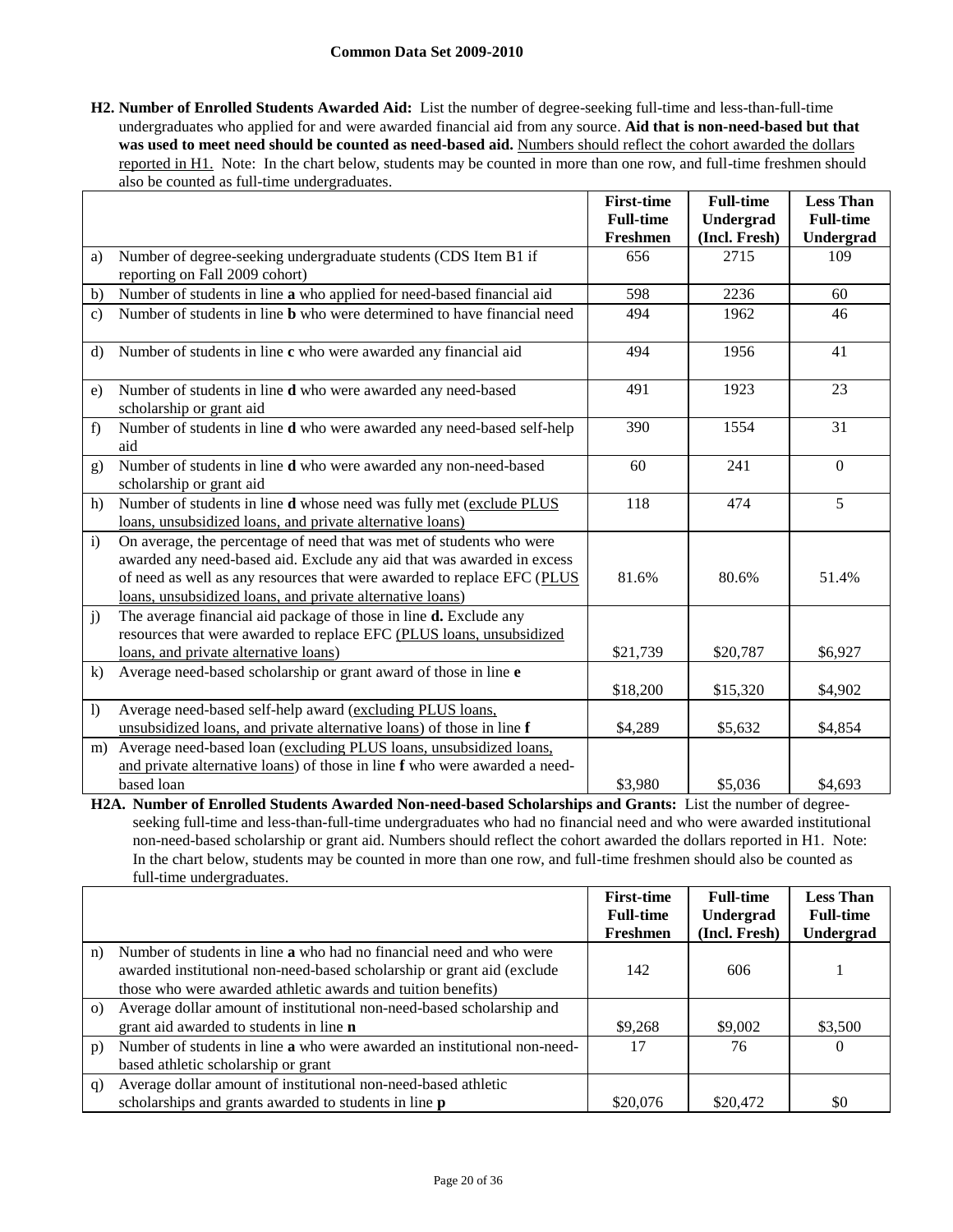**H2. Number of Enrolled Students Awarded Aid:** List the number of degree-seeking full-time and less-than-full-time undergraduates who applied for and were awarded financial aid from any source. **Aid that is non-need-based but that was used to meet need should be counted as need-based aid.** Numbers should reflect the cohort awarded the dollars reported in H1. Note: In the chart below, students may be counted in more than one row, and full-time freshmen should also be counted as full-time undergraduates.

| | First-time Full-time Freshmen | Full-time Undergrad (Incl. Fresh) | Less Than Full-time Undergrad |
|---|---|---|---|
| a) Number of degree-seeking undergraduate students (CDS Item B1 if reporting on Fall 2009 cohort) | 656 | 2715 | 109 |
| b) Number of students in line **a** who applied for need-based financial aid | 598 | 2236 | 60 |
| c) Number of students in line **b** who were determined to have financial need | 494 | 1962 | 46 |
| d) Number of students in line **c** who were awarded any financial aid | 494 | 1956 | 41 |
| e) Number of students in line **d** who were awarded any need-based scholarship or grant aid | 491 | 1923 | 23 |
| f) Number of students in line **d** who were awarded any need-based self-help aid | 390 | 1554 | 31 |
| g) Number of students in line **d** who were awarded any non-need-based scholarship or grant aid | 60 | 241 | 0 |
| h) Number of students in line **d** whose need was fully met (exclude PLUS loans, unsubsidized loans, and private alternative loans) | 118 | 474 | 5 |
| i) On average, the percentage of need that was met of students who were awarded any need-based aid. Exclude any aid that was awarded in excess of need as well as any resources that were awarded to replace EFC (PLUS loans, unsubsidized loans, and private alternative loans) | 81.6% | 80.6% | 51.4% |
| j) The average financial aid package of those in line **d.** Exclude any resources that were awarded to replace EFC (PLUS loans, unsubsidized loans, and private alternative loans) | $21,739 | $20,787 | $6,927 |
| k) Average need-based scholarship or grant award of those in line **e** | $18,200 | $15,320 | $4,902 |
| l) Average need-based self-help award (excluding PLUS loans, unsubsidized loans, and private alternative loans) of those in line **f** | $4,289 | $5,632 | $4,854 |
| m) Average need-based loan (excluding PLUS loans, unsubsidized loans, and private alternative loans) of those in line **f** who were awarded a need-based loan | $3,980 | $5,036 | $4,693 |

**H2A. Number of Enrolled Students Awarded Non-need-based Scholarships and Grants:** List the number of degree-seeking full-time and less-than-full-time undergraduates who had no financial need and who were awarded institutional non-need-based scholarship or grant aid. Numbers should reflect the cohort awarded the dollars reported in H1. Note: In the chart below, students may be counted in more than one row, and full-time freshmen should also be counted as full-time undergraduates.

| | First-time Full-time Freshmen | Full-time Undergrad (Incl. Fresh) | Less Than Full-time Undergrad |
|---|---|---|---|
| n) Number of students in line **a** who had no financial need and who were awarded institutional non-need-based scholarship or grant aid (exclude those who were awarded athletic awards and tuition benefits) | 142 | 606 | 1 |
| o) Average dollar amount of institutional non-need-based scholarship and grant aid awarded to students in line **n** | $9,268 | $9,002 | $3,500 |
| p) Number of students in line **a** who were awarded an institutional non-need-based athletic scholarship or grant | 17 | 76 | 0 |
| q) Average dollar amount of institutional non-need-based athletic scholarships and grants awarded to students in line **p** | $20,076 | $20,472 | $0 |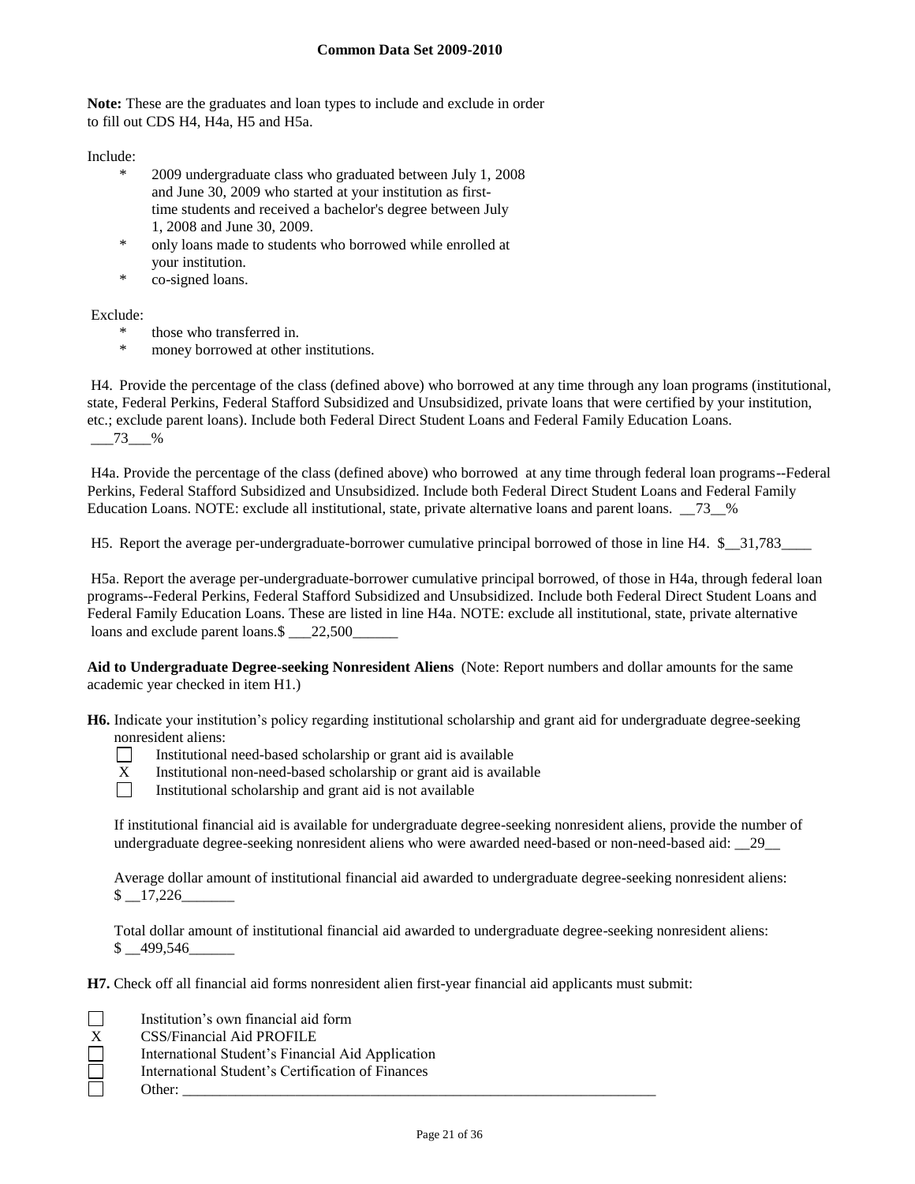**Note:** These are the graduates and loan types to include and exclude in order to fill out CDS H4, H4a, H5 and H5a.

Include:

- * 2009 undergraduate class who graduated between July 1, 2008 and June 30, 2009 who started at your institution as first-time students and received a bachelor's degree between July 1, 2008 and June 30, 2009.
- * only loans made to students who borrowed while enrolled at your institution.
- * co-signed loans.

Exclude:

- * those who transferred in.
- * money borrowed at other institutions.

H4. Provide the percentage of the class (defined above) who borrowed at any time through any loan programs (institutional, state, Federal Perkins, Federal Stafford Subsidized and Unsubsidized, private loans that were certified by your institution, etc.; exclude parent loans). Include both Federal Direct Student Loans and Federal Family Education Loans. ___73___%

H4a. Provide the percentage of the class (defined above) who borrowed at any time through federal loan programs--Federal Perkins, Federal Stafford Subsidized and Unsubsidized. Include both Federal Direct Student Loans and Federal Family Education Loans. NOTE: exclude all institutional, state, private alternative loans and parent loans. __73__%

H5. Report the average per-undergraduate-borrower cumulative principal borrowed of those in line H4. $__31,783____

H5a. Report the average per-undergraduate-borrower cumulative principal borrowed, of those in H4a, through federal loan programs--Federal Perkins, Federal Stafford Subsidized and Unsubsidized. Include both Federal Direct Student Loans and Federal Family Education Loans. These are listed in line H4a. NOTE: exclude all institutional, state, private alternative loans and exclude parent loans.$ ___22,500______

**Aid to Undergraduate Degree-seeking Nonresident Aliens** (Note: Report numbers and dollar amounts for the same academic year checked in item H1.)

**H6.** Indicate your institution's policy regarding institutional scholarship and grant aid for undergraduate degree-seeking nonresident aliens:

- ☐ Institutional need-based scholarship or grant aid is available
- X Institutional non-need-based scholarship or grant aid is available
- ☐ Institutional scholarship and grant aid is not available

If institutional financial aid is available for undergraduate degree-seeking nonresident aliens, provide the number of undergraduate degree-seeking nonresident aliens who were awarded need-based or non-need-based aid: __29__

Average dollar amount of institutional financial aid awarded to undergraduate degree-seeking nonresident aliens: $ __17,226_______

Total dollar amount of institutional financial aid awarded to undergraduate degree-seeking nonresident aliens: $ __499,546______

**H7.** Check off all financial aid forms nonresident alien first-year financial aid applicants must submit:

- ☐ Institution's own financial aid form
- X CSS/Financial Aid PROFILE
- ☐ International Student's Financial Aid Application
- ☐ International Student's Certification of Finances
- ☐ Other: ____________________________________________________________________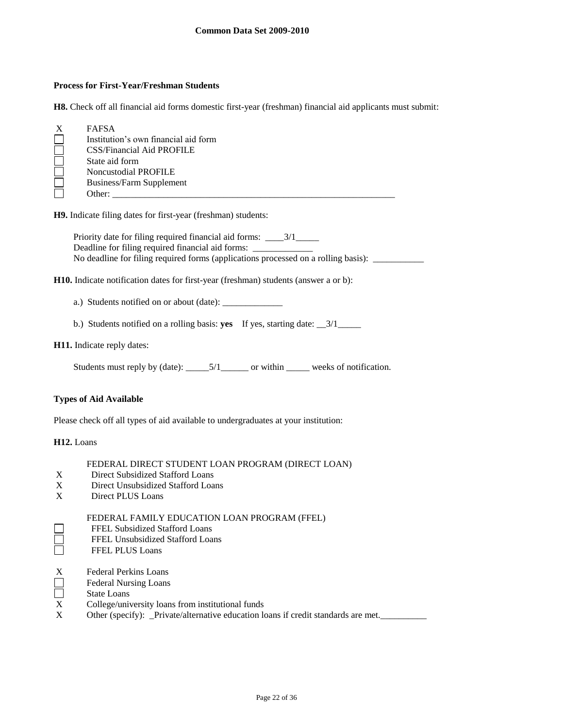## Process for First-Year/Freshman Students

**H8.** Check off all financial aid forms domestic first-year (freshman) financial aid applicants must submit:

- X FAFSA
- ☐ Institution's own financial aid form
- ☐ CSS/Financial Aid PROFILE
- ☐ State aid form
- ☐ Noncustodial PROFILE
- ☐ Business/Farm Supplement
- ☐ Other: ________________________________________________________________

**H9.** Indicate filing dates for first-year (freshman) students:

Priority date for filing required financial aid forms: ____3/1_____
Deadline for filing required financial aid forms: _____________
No deadline for filing required forms (applications processed on a rolling basis): ___________

**H10.** Indicate notification dates for first-year (freshman) students (answer a or b):

a.) Students notified on or about (date): _____________

b.) Students notified on a rolling basis: **yes** If yes, starting date: __3/1_____

**H11.** Indicate reply dates:

Students must reply by (date): _____5/1______ or within _____ weeks of notification.

## Types of Aid Available

Please check off all types of aid available to undergraduates at your institution:

**H12.** Loans

FEDERAL DIRECT STUDENT LOAN PROGRAM (DIRECT LOAN)

- X Direct Subsidized Stafford Loans
- X Direct Unsubsidized Stafford Loans
- X Direct PLUS Loans

FEDERAL FAMILY EDUCATION LOAN PROGRAM (FFEL)

- ☐ FFEL Subsidized Stafford Loans
- ☐ FFEL Unsubsidized Stafford Loans
- ☐ FFEL PLUS Loans

- X Federal Perkins Loans
- ☐ Federal Nursing Loans
- ☐ State Loans
- X College/university loans from institutional funds
- X Other (specify): _Private/alternative education loans if credit standards are met.__________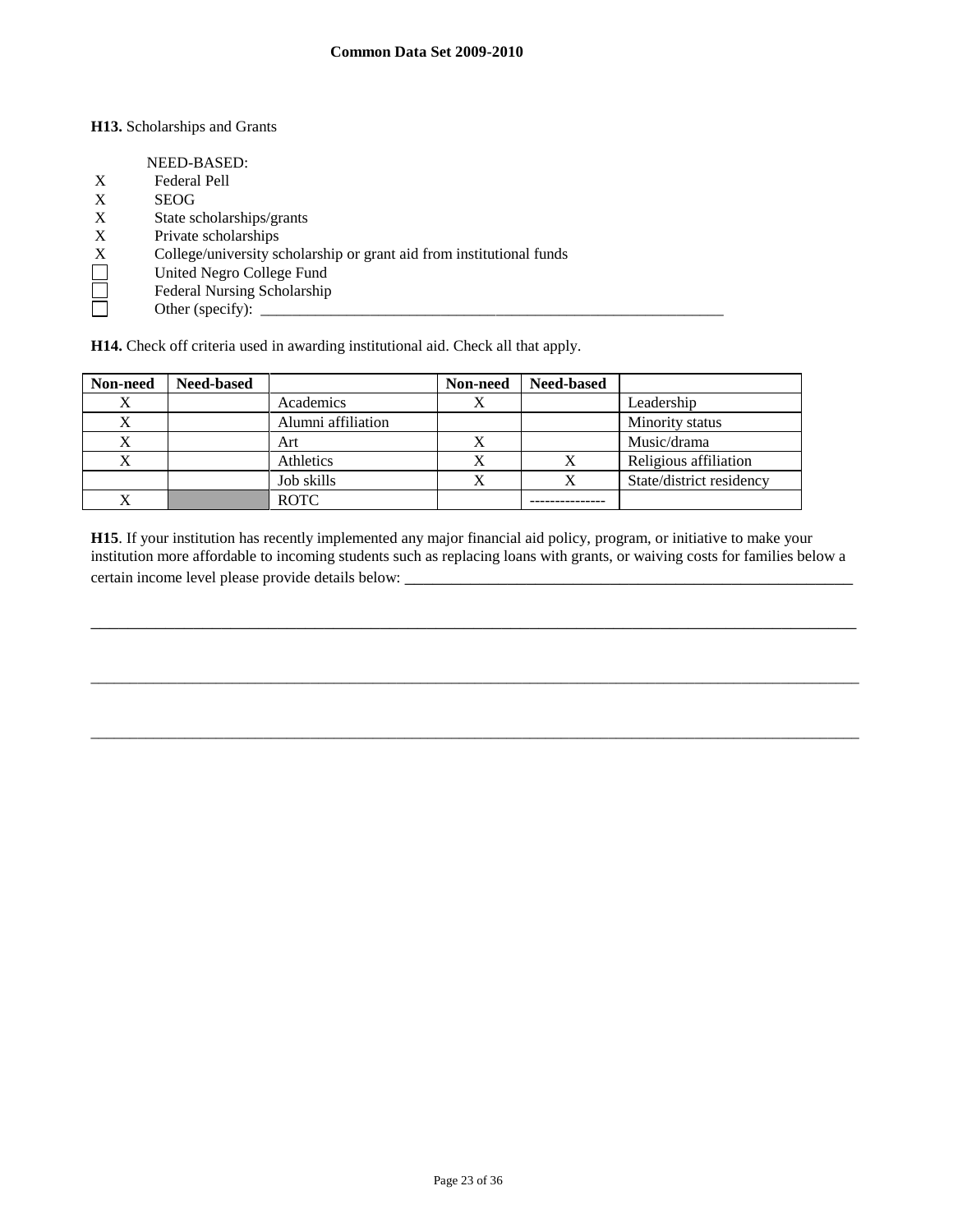**H13.** Scholarships and Grants

NEED-BASED:

X Federal Pell

X SEOG

X State scholarships/grants

X Private scholarships

X College/university scholarship or grant aid from institutional funds

☐ United Negro College Fund

☐ Federal Nursing Scholarship

☐ Other (specify): ______________________________________________________________

**H14.** Check off criteria used in awarding institutional aid. Check all that apply.

| Non-need | Need-based | | Non-need | Need-based | |
|---|---|---|---|---|---|
| X | | Academics | X | | Leadership |
| X | | Alumni affiliation | | | Minority status |
| X | | Art | X | | Music/drama |
| X | | Athletics | X | X | Religious affiliation |
| | | Job skills | X | X | State/district residency |
| X | | ROTC | | --------------- | |

**H15**. If your institution has recently implemented any major financial aid policy, program, or initiative to make your institution more affordable to incoming students such as replacing loans with grants, or waiving costs for families below a certain income level please provide details below: ___________________________________________________________

_____________________________________________________________________________________________

_____________________________________________________________________________________________

_____________________________________________________________________________________________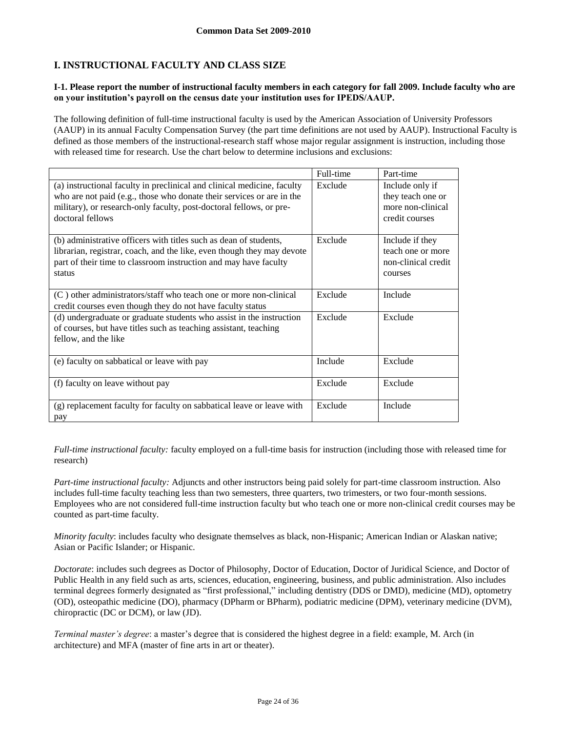## I. INSTRUCTIONAL FACULTY AND CLASS SIZE

**I-1. Please report the number of instructional faculty members in each category for fall 2009. Include faculty who are on your institution's payroll on the census date your institution uses for IPEDS/AAUP.**

The following definition of full-time instructional faculty is used by the American Association of University Professors (AAUP) in its annual Faculty Compensation Survey (the part time definitions are not used by AAUP). Instructional Faculty is defined as those members of the instructional-research staff whose major regular assignment is instruction, including those with released time for research. Use the chart below to determine inclusions and exclusions:

| | Full-time | Part-time |
|---|---|---|
| (a) instructional faculty in preclinical and clinical medicine, faculty who are not paid (e.g., those who donate their services or are in the military), or research-only faculty, post-doctoral fellows, or pre-doctoral fellows | Exclude | Include only if they teach one or more non-clinical credit courses |
| (b) administrative officers with titles such as dean of students, librarian, registrar, coach, and the like, even though they may devote part of their time to classroom instruction and may have faculty status | Exclude | Include if they teach one or more non-clinical credit courses |
| (C ) other administrators/staff who teach one or more non-clinical credit courses even though they do not have faculty status | Exclude | Include |
| (d) undergraduate or graduate students who assist in the instruction of courses, but have titles such as teaching assistant, teaching fellow, and the like | Exclude | Exclude |
| (e) faculty on sabbatical or leave with pay | Include | Exclude |
| (f) faculty on leave without pay | Exclude | Exclude |
| (g) replacement faculty for faculty on sabbatical leave or leave with pay | Exclude | Include |

*Full-time instructional faculty:* faculty employed on a full-time basis for instruction (including those with released time for research)

*Part-time instructional faculty:* Adjuncts and other instructors being paid solely for part-time classroom instruction. Also includes full-time faculty teaching less than two semesters, three quarters, two trimesters, or two four-month sessions. Employees who are not considered full-time instruction faculty but who teach one or more non-clinical credit courses may be counted as part-time faculty.

*Minority faculty*: includes faculty who designate themselves as black, non-Hispanic; American Indian or Alaskan native; Asian or Pacific Islander; or Hispanic.

*Doctorate*: includes such degrees as Doctor of Philosophy, Doctor of Education, Doctor of Juridical Science, and Doctor of Public Health in any field such as arts, sciences, education, engineering, business, and public administration. Also includes terminal degrees formerly designated as "first professional," including dentistry (DDS or DMD), medicine (MD), optometry (OD), osteopathic medicine (DO), pharmacy (DPharm or BPharm), podiatric medicine (DPM), veterinary medicine (DVM), chiropractic (DC or DCM), or law (JD).

*Terminal master's degree*: a master's degree that is considered the highest degree in a field: example, M. Arch (in architecture) and MFA (master of fine arts in art or theater).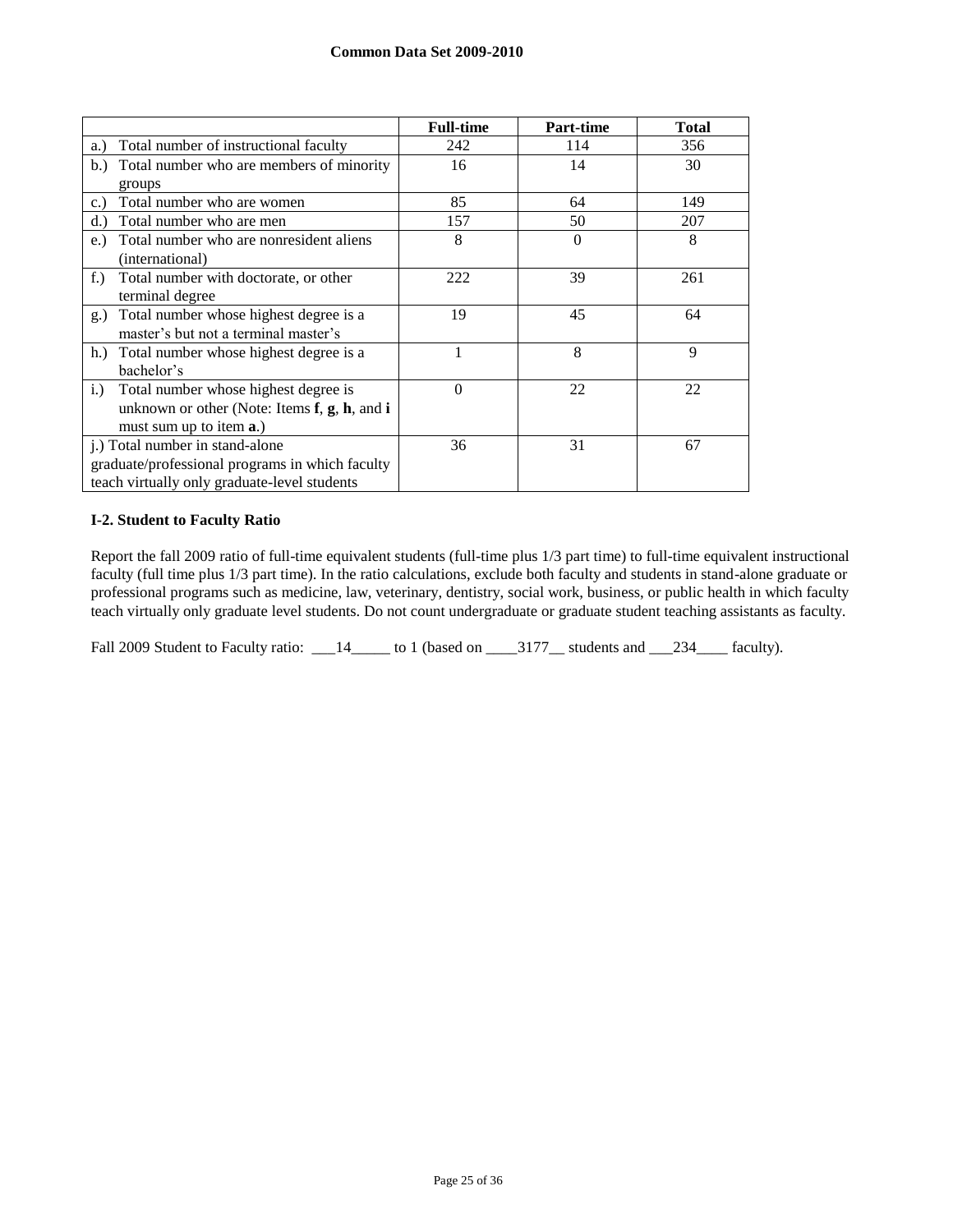|  | Full-time | Part-time | Total |
| --- | --- | --- | --- |
| a.) Total number of instructional faculty | 242 | 114 | 356 |
| b.) Total number who are members of minority groups | 16 | 14 | 30 |
| c.) Total number who are women | 85 | 64 | 149 |
| d.) Total number who are men | 157 | 50 | 207 |
| e.) Total number who are nonresident aliens (international) | 8 | 0 | 8 |
| f.) Total number with doctorate, or other terminal degree | 222 | 39 | 261 |
| g.) Total number whose highest degree is a master's but not a terminal master's | 19 | 45 | 64 |
| h.) Total number whose highest degree is a bachelor's | 1 | 8 | 9 |
| i.) Total number whose highest degree is unknown or other (Note: Items **f**, **g**, **h**, and **i** must sum up to item **a**.) | 0 | 22 | 22 |
| j.) Total number in stand-alone graduate/professional programs in which faculty teach virtually only graduate-level students | 36 | 31 | 67 |

**I-2. Student to Faculty Ratio**

Report the fall 2009 ratio of full-time equivalent students (full-time plus 1/3 part time) to full-time equivalent instructional faculty (full time plus 1/3 part time). In the ratio calculations, exclude both faculty and students in stand-alone graduate or professional programs such as medicine, law, veterinary, dentistry, social work, business, or public health in which faculty teach virtually only graduate level students. Do not count undergraduate or graduate student teaching assistants as faculty.

Fall 2009 Student to Faculty ratio: ___14_____ to 1 (based on ____3177__ students and ___234____ faculty).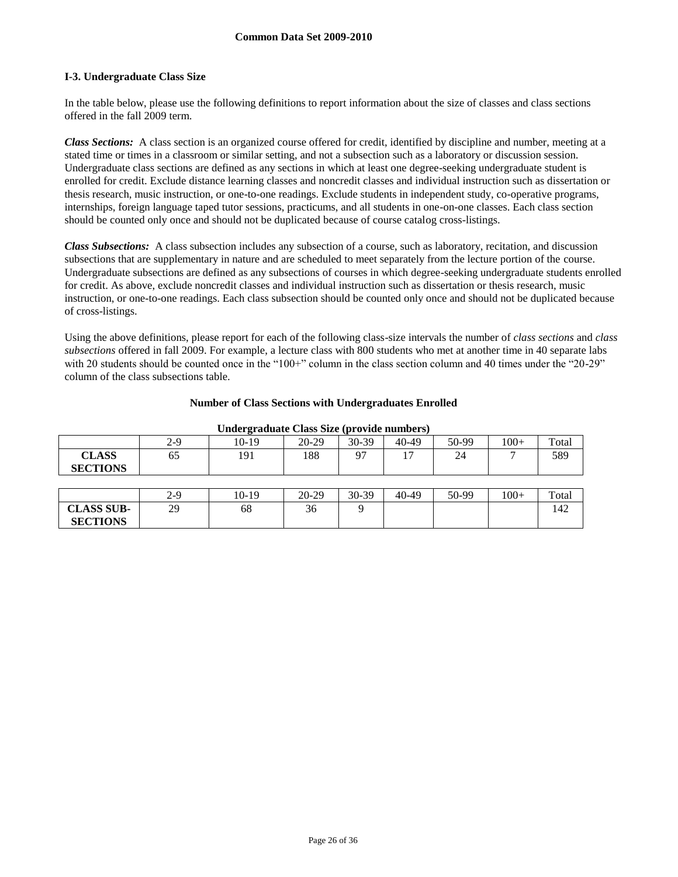## I-3. Undergraduate Class Size

In the table below, please use the following definitions to report information about the size of classes and class sections offered in the fall 2009 term.

***Class Sections:*** A class section is an organized course offered for credit, identified by discipline and number, meeting at a stated time or times in a classroom or similar setting, and not a subsection such as a laboratory or discussion session. Undergraduate class sections are defined as any sections in which at least one degree-seeking undergraduate student is enrolled for credit. Exclude distance learning classes and noncredit classes and individual instruction such as dissertation or thesis research, music instruction, or one-to-one readings. Exclude students in independent study, co-operative programs, internships, foreign language taped tutor sessions, practicums, and all students in one-on-one classes. Each class section should be counted only once and should not be duplicated because of course catalog cross-listings.

***Class Subsections:*** A class subsection includes any subsection of a course, such as laboratory, recitation, and discussion subsections that are supplementary in nature and are scheduled to meet separately from the lecture portion of the course. Undergraduate subsections are defined as any subsections of courses in which degree-seeking undergraduate students enrolled for credit. As above, exclude noncredit classes and individual instruction such as dissertation or thesis research, music instruction, or one-to-one readings. Each class subsection should be counted only once and should not be duplicated because of cross-listings.

Using the above definitions, please report for each of the following class-size intervals the number of *class sections* and *class subsections* offered in fall 2009. For example, a lecture class with 800 students who met at another time in 40 separate labs with 20 students should be counted once in the "100+" column in the class section column and 40 times under the "20-29" column of the class subsections table.

**Number of Class Sections with Undergraduates Enrolled**

**Undergraduate Class Size (provide numbers)**

| | 2-9 | 10-19 | 20-29 | 30-39 | 40-49 | 50-99 | 100+ | Total |
|---|---|---|---|---|---|---|---|---|
| **CLASS SECTIONS** | 65 | 191 | 188 | 97 | 17 | 24 | 7 | 589 |

| | 2-9 | 10-19 | 20-29 | 30-39 | 40-49 | 50-99 | 100+ | Total |
|---|---|---|---|---|---|---|---|---|
| **CLASS SUB-SECTIONS** | 29 | 68 | 36 | 9 | | | | 142 |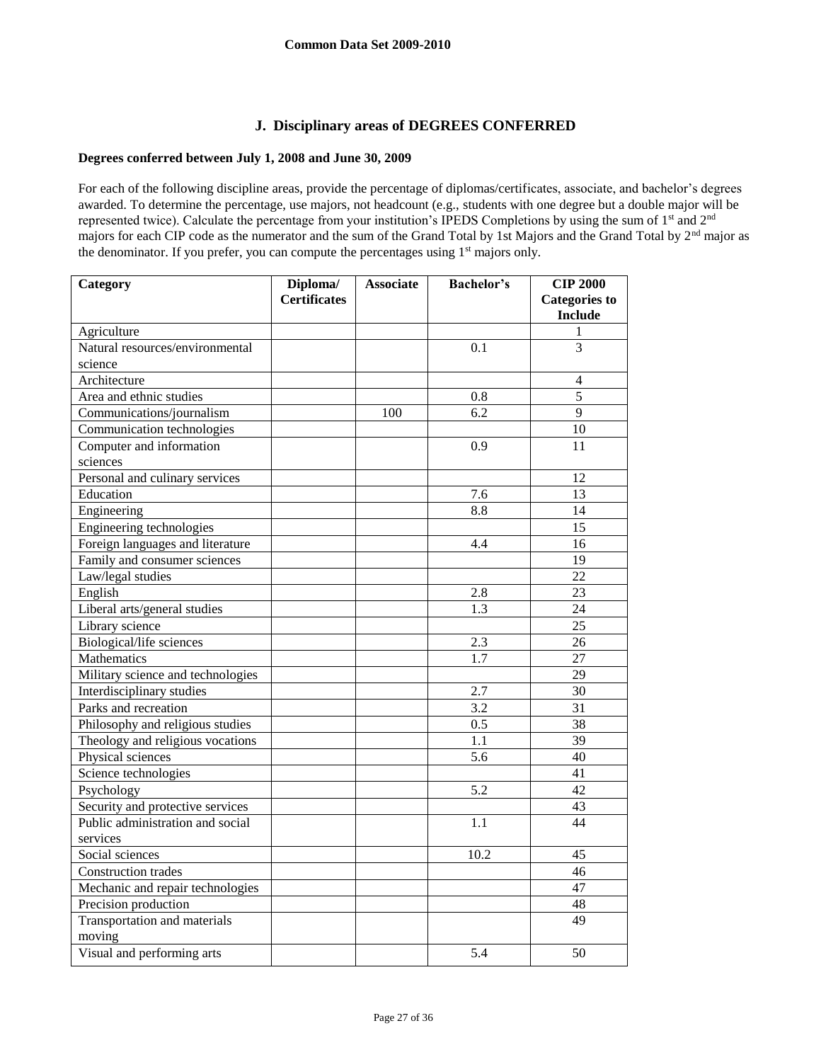## J. Disciplinary areas of DEGREES CONFERRED

**Degrees conferred between July 1, 2008 and June 30, 2009**

For each of the following discipline areas, provide the percentage of diplomas/certificates, associate, and bachelor's degrees awarded. To determine the percentage, use majors, not headcount (e.g., students with one degree but a double major will be represented twice). Calculate the percentage from your institution's IPEDS Completions by using the sum of 1st and 2nd majors for each CIP code as the numerator and the sum of the Grand Total by 1st Majors and the Grand Total by 2nd major as the denominator. If you prefer, you can compute the percentages using 1st majors only.

| Category | Diploma/ Certificates | Associate | Bachelor's | CIP 2000 Categories to Include |
|---|---|---|---|---|
| Agriculture | | | | 1 |
| Natural resources/environmental science | | | 0.1 | 3 |
| Architecture | | | | 4 |
| Area and ethnic studies | | | 0.8 | 5 |
| Communications/journalism | | 100 | 6.2 | 9 |
| Communication technologies | | | | 10 |
| Computer and information sciences | | | 0.9 | 11 |
| Personal and culinary services | | | | 12 |
| Education | | | 7.6 | 13 |
| Engineering | | | 8.8 | 14 |
| Engineering technologies | | | | 15 |
| Foreign languages and literature | | | 4.4 | 16 |
| Family and consumer sciences | | | | 19 |
| Law/legal studies | | | | 22 |
| English | | | 2.8 | 23 |
| Liberal arts/general studies | | | 1.3 | 24 |
| Library science | | | | 25 |
| Biological/life sciences | | | 2.3 | 26 |
| Mathematics | | | 1.7 | 27 |
| Military science and technologies | | | | 29 |
| Interdisciplinary studies | | | 2.7 | 30 |
| Parks and recreation | | | 3.2 | 31 |
| Philosophy and religious studies | | | 0.5 | 38 |
| Theology and religious vocations | | | 1.1 | 39 |
| Physical sciences | | | 5.6 | 40 |
| Science technologies | | | | 41 |
| Psychology | | | 5.2 | 42 |
| Security and protective services | | | | 43 |
| Public administration and social services | | | 1.1 | 44 |
| Social sciences | | | 10.2 | 45 |
| Construction trades | | | | 46 |
| Mechanic and repair technologies | | | | 47 |
| Precision production | | | | 48 |
| Transportation and materials moving | | | | 49 |
| Visual and performing arts | | | 5.4 | 50 |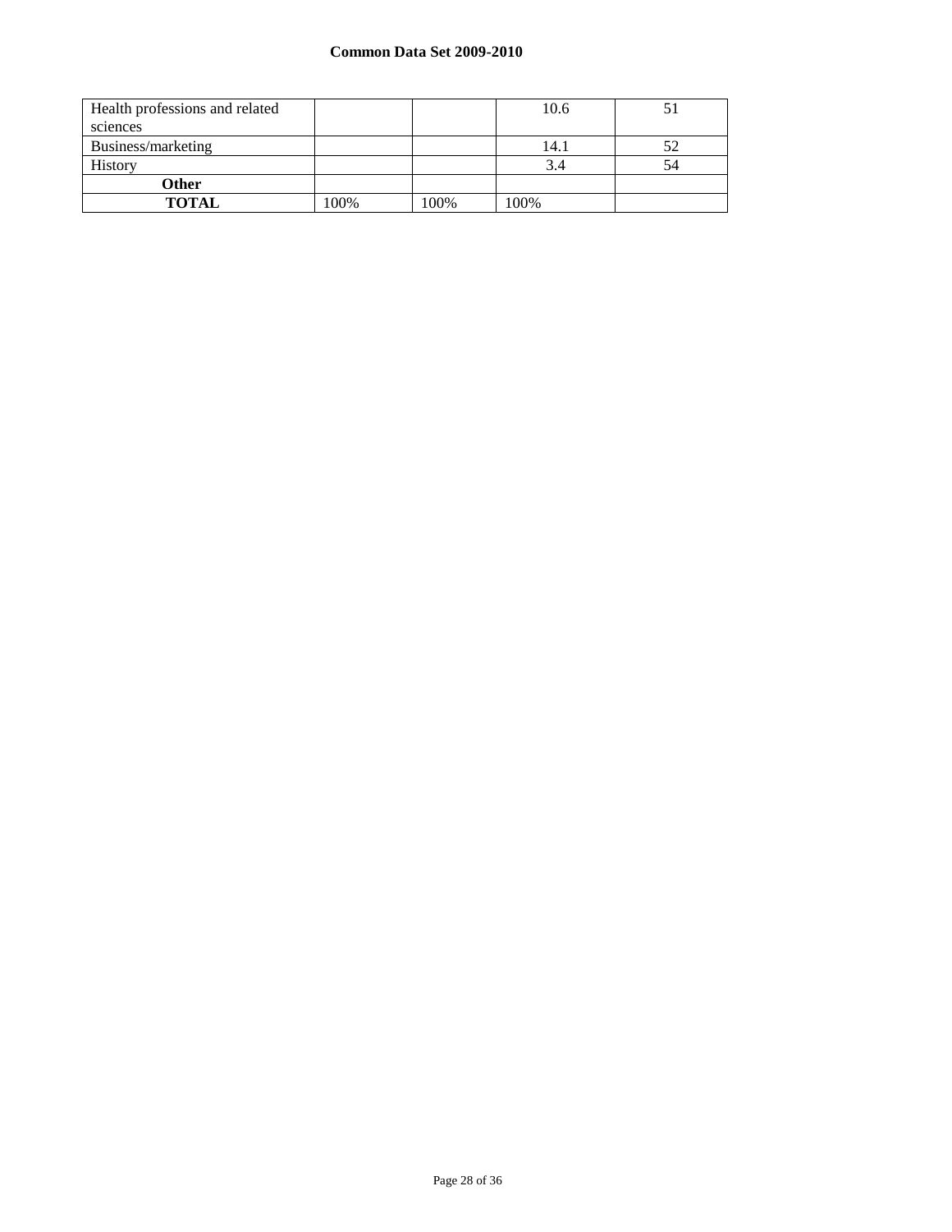| | | | | |
|---|---|---|---|---|
| Health professions and related sciences | | | 10.6 | 51 |
| Business/marketing | | | 14.1 | 52 |
| History | | | 3.4 | 54 |
| **Other** | | | | |
| **TOTAL** | 100% | 100% | 100% | |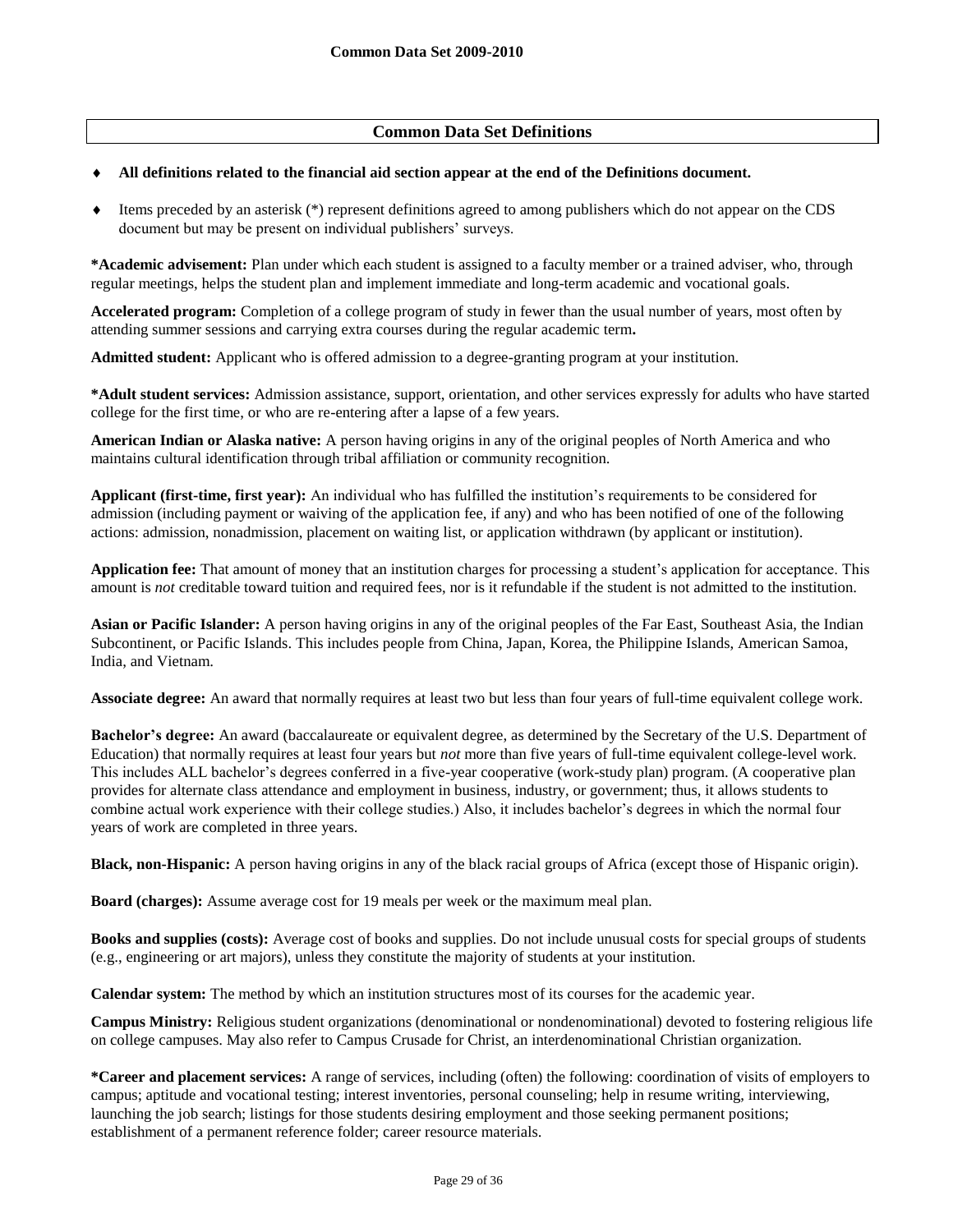## Common Data Set Definitions

- **All definitions related to the financial aid section appear at the end of the Definitions document.**
- Items preceded by an asterisk (*) represent definitions agreed to among publishers which do not appear on the CDS document but may be present on individual publishers' surveys.

**\*Academic advisement:** Plan under which each student is assigned to a faculty member or a trained adviser, who, through regular meetings, helps the student plan and implement immediate and long-term academic and vocational goals.

**Accelerated program:** Completion of a college program of study in fewer than the usual number of years, most often by attending summer sessions and carrying extra courses during the regular academic term**.**

**Admitted student:** Applicant who is offered admission to a degree-granting program at your institution.

**\*Adult student services:** Admission assistance, support, orientation, and other services expressly for adults who have started college for the first time, or who are re-entering after a lapse of a few years.

**American Indian or Alaska native:** A person having origins in any of the original peoples of North America and who maintains cultural identification through tribal affiliation or community recognition.

**Applicant (first-time, first year):** An individual who has fulfilled the institution's requirements to be considered for admission (including payment or waiving of the application fee, if any) and who has been notified of one of the following actions: admission, nonadmission, placement on waiting list, or application withdrawn (by applicant or institution).

**Application fee:** That amount of money that an institution charges for processing a student's application for acceptance. This amount is *not* creditable toward tuition and required fees, nor is it refundable if the student is not admitted to the institution.

**Asian or Pacific Islander:** A person having origins in any of the original peoples of the Far East, Southeast Asia, the Indian Subcontinent, or Pacific Islands. This includes people from China, Japan, Korea, the Philippine Islands, American Samoa, India, and Vietnam.

**Associate degree:** An award that normally requires at least two but less than four years of full-time equivalent college work.

**Bachelor's degree:** An award (baccalaureate or equivalent degree, as determined by the Secretary of the U.S. Department of Education) that normally requires at least four years but *not* more than five years of full-time equivalent college-level work. This includes ALL bachelor's degrees conferred in a five-year cooperative (work-study plan) program. (A cooperative plan provides for alternate class attendance and employment in business, industry, or government; thus, it allows students to combine actual work experience with their college studies.) Also, it includes bachelor's degrees in which the normal four years of work are completed in three years.

**Black, non-Hispanic:** A person having origins in any of the black racial groups of Africa (except those of Hispanic origin).

**Board (charges):** Assume average cost for 19 meals per week or the maximum meal plan.

**Books and supplies (costs):** Average cost of books and supplies. Do not include unusual costs for special groups of students (e.g., engineering or art majors), unless they constitute the majority of students at your institution.

**Calendar system:** The method by which an institution structures most of its courses for the academic year.

**Campus Ministry:** Religious student organizations (denominational or nondenominational) devoted to fostering religious life on college campuses. May also refer to Campus Crusade for Christ, an interdenominational Christian organization.

**\*Career and placement services:** A range of services, including (often) the following: coordination of visits of employers to campus; aptitude and vocational testing; interest inventories, personal counseling; help in resume writing, interviewing, launching the job search; listings for those students desiring employment and those seeking permanent positions; establishment of a permanent reference folder; career resource materials.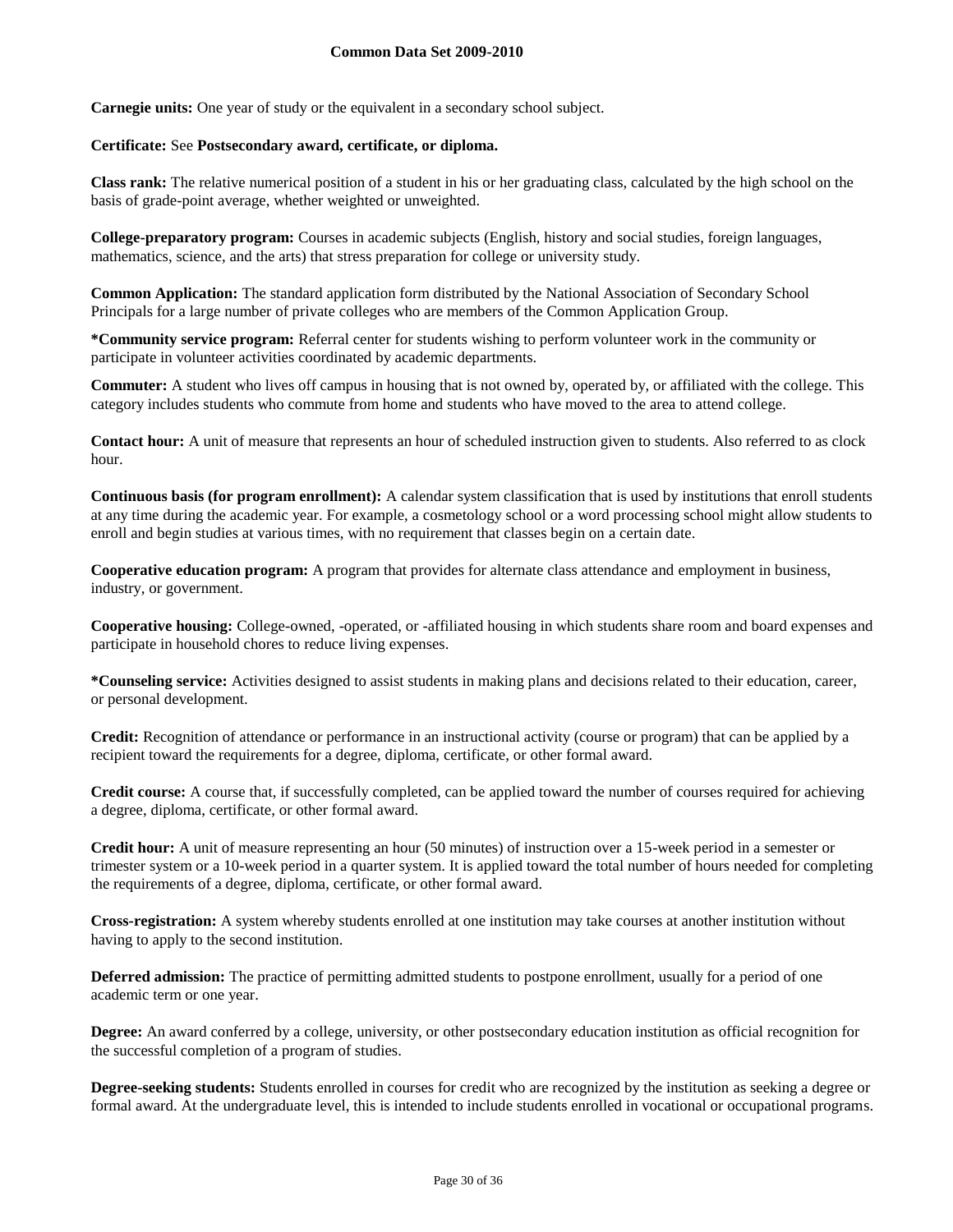**Carnegie units:** One year of study or the equivalent in a secondary school subject.

**Certificate:** See **Postsecondary award, certificate, or diploma.**

**Class rank:** The relative numerical position of a student in his or her graduating class, calculated by the high school on the basis of grade-point average, whether weighted or unweighted.

**College-preparatory program:** Courses in academic subjects (English, history and social studies, foreign languages, mathematics, science, and the arts) that stress preparation for college or university study.

**Common Application:** The standard application form distributed by the National Association of Secondary School Principals for a large number of private colleges who are members of the Common Application Group.

***Community service program:** Referral center for students wishing to perform volunteer work in the community or participate in volunteer activities coordinated by academic departments.

**Commuter:** A student who lives off campus in housing that is not owned by, operated by, or affiliated with the college. This category includes students who commute from home and students who have moved to the area to attend college.

**Contact hour:** A unit of measure that represents an hour of scheduled instruction given to students. Also referred to as clock hour.

**Continuous basis (for program enrollment):** A calendar system classification that is used by institutions that enroll students at any time during the academic year. For example, a cosmetology school or a word processing school might allow students to enroll and begin studies at various times, with no requirement that classes begin on a certain date.

**Cooperative education program:** A program that provides for alternate class attendance and employment in business, industry, or government.

**Cooperative housing:** College-owned, -operated, or -affiliated housing in which students share room and board expenses and participate in household chores to reduce living expenses.

***Counseling service:** Activities designed to assist students in making plans and decisions related to their education, career, or personal development.

**Credit:** Recognition of attendance or performance in an instructional activity (course or program) that can be applied by a recipient toward the requirements for a degree, diploma, certificate, or other formal award.

**Credit course:** A course that, if successfully completed, can be applied toward the number of courses required for achieving a degree, diploma, certificate, or other formal award.

**Credit hour:** A unit of measure representing an hour (50 minutes) of instruction over a 15-week period in a semester or trimester system or a 10-week period in a quarter system. It is applied toward the total number of hours needed for completing the requirements of a degree, diploma, certificate, or other formal award.

**Cross-registration:** A system whereby students enrolled at one institution may take courses at another institution without having to apply to the second institution.

**Deferred admission:** The practice of permitting admitted students to postpone enrollment, usually for a period of one academic term or one year.

**Degree:** An award conferred by a college, university, or other postsecondary education institution as official recognition for the successful completion of a program of studies.

**Degree-seeking students:** Students enrolled in courses for credit who are recognized by the institution as seeking a degree or formal award. At the undergraduate level, this is intended to include students enrolled in vocational or occupational programs.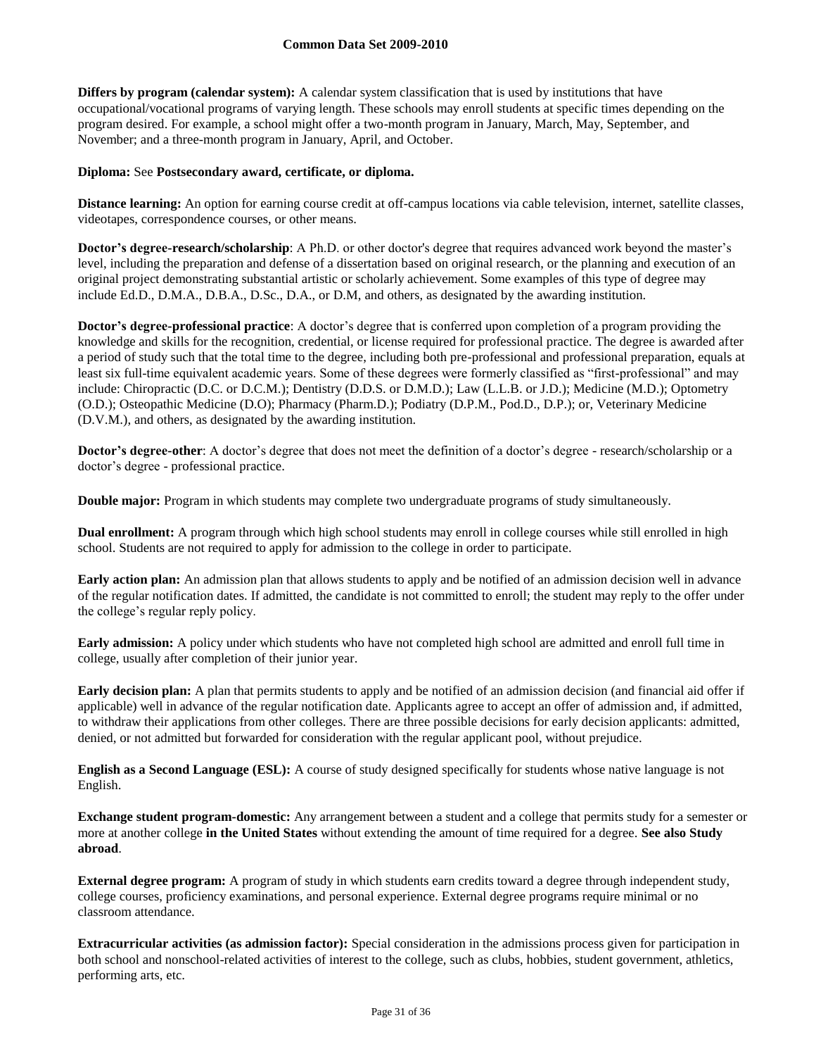**Differs by program (calendar system):** A calendar system classification that is used by institutions that have occupational/vocational programs of varying length. These schools may enroll students at specific times depending on the program desired. For example, a school might offer a two-month program in January, March, May, September, and November; and a three-month program in January, April, and October.

**Diploma:** See **Postsecondary award, certificate, or diploma.**

**Distance learning:** An option for earning course credit at off-campus locations via cable television, internet, satellite classes, videotapes, correspondence courses, or other means.

**Doctor's degree-research/scholarship**: A Ph.D. or other doctor's degree that requires advanced work beyond the master's level, including the preparation and defense of a dissertation based on original research, or the planning and execution of an original project demonstrating substantial artistic or scholarly achievement. Some examples of this type of degree may include Ed.D., D.M.A., D.B.A., D.Sc., D.A., or D.M, and others, as designated by the awarding institution.

**Doctor's degree-professional practice**: A doctor's degree that is conferred upon completion of a program providing the knowledge and skills for the recognition, credential, or license required for professional practice. The degree is awarded after a period of study such that the total time to the degree, including both pre-professional and professional preparation, equals at least six full-time equivalent academic years. Some of these degrees were formerly classified as "first-professional" and may include: Chiropractic (D.C. or D.C.M.); Dentistry (D.D.S. or D.M.D.); Law (L.L.B. or J.D.); Medicine (M.D.); Optometry (O.D.); Osteopathic Medicine (D.O); Pharmacy (Pharm.D.); Podiatry (D.P.M., Pod.D., D.P.); or, Veterinary Medicine (D.V.M.), and others, as designated by the awarding institution.

**Doctor's degree-other**: A doctor's degree that does not meet the definition of a doctor's degree - research/scholarship or a doctor's degree - professional practice.

**Double major:** Program in which students may complete two undergraduate programs of study simultaneously.

**Dual enrollment:** A program through which high school students may enroll in college courses while still enrolled in high school. Students are not required to apply for admission to the college in order to participate.

**Early action plan:** An admission plan that allows students to apply and be notified of an admission decision well in advance of the regular notification dates. If admitted, the candidate is not committed to enroll; the student may reply to the offer under the college's regular reply policy.

**Early admission:** A policy under which students who have not completed high school are admitted and enroll full time in college, usually after completion of their junior year.

**Early decision plan:** A plan that permits students to apply and be notified of an admission decision (and financial aid offer if applicable) well in advance of the regular notification date. Applicants agree to accept an offer of admission and, if admitted, to withdraw their applications from other colleges. There are three possible decisions for early decision applicants: admitted, denied, or not admitted but forwarded for consideration with the regular applicant pool, without prejudice.

**English as a Second Language (ESL):** A course of study designed specifically for students whose native language is not English.

**Exchange student program-domestic:** Any arrangement between a student and a college that permits study for a semester or more at another college **in the United States** without extending the amount of time required for a degree. **See also Study abroad**.

**External degree program:** A program of study in which students earn credits toward a degree through independent study, college courses, proficiency examinations, and personal experience. External degree programs require minimal or no classroom attendance.

**Extracurricular activities (as admission factor):** Special consideration in the admissions process given for participation in both school and nonschool-related activities of interest to the college, such as clubs, hobbies, student government, athletics, performing arts, etc.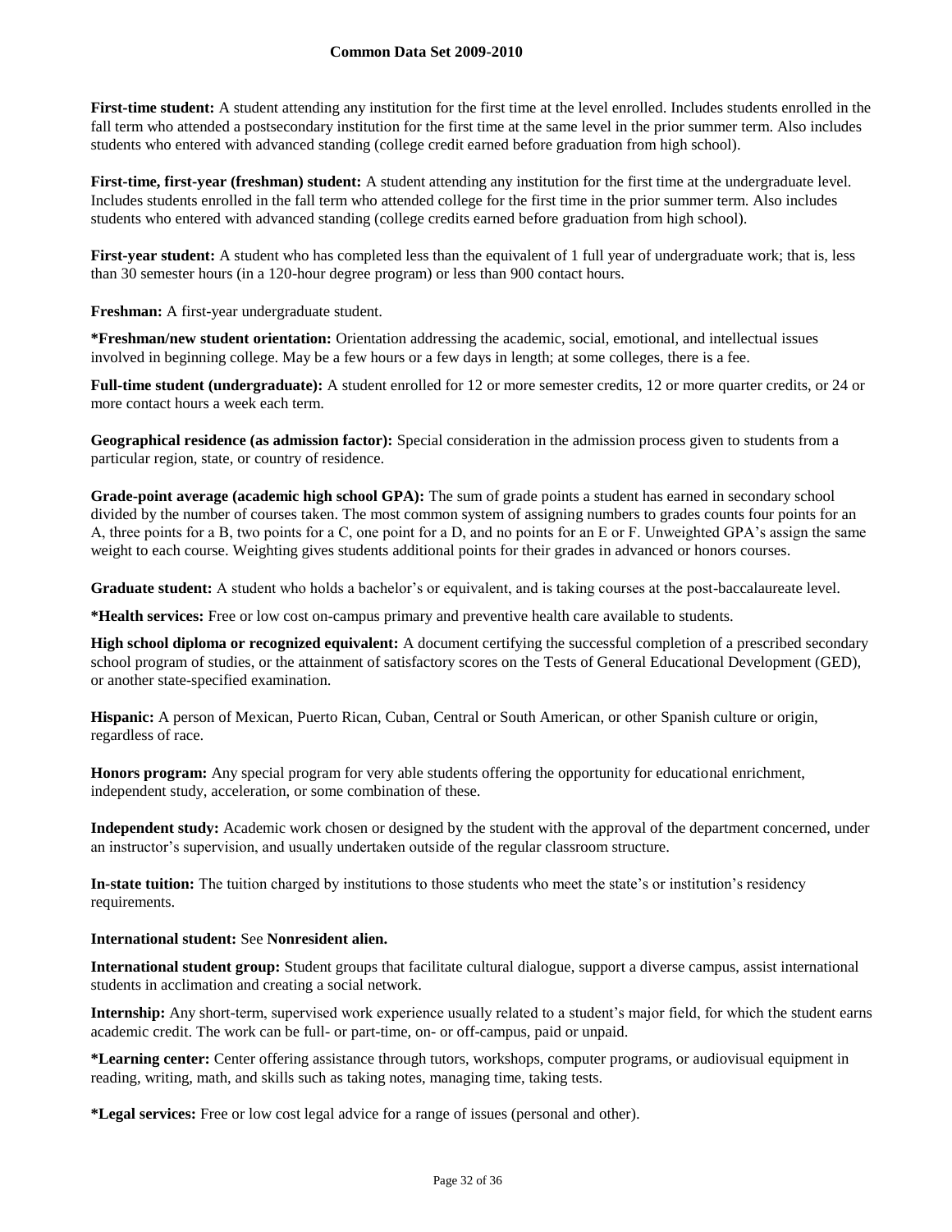**First-time student:** A student attending any institution for the first time at the level enrolled. Includes students enrolled in the fall term who attended a postsecondary institution for the first time at the same level in the prior summer term. Also includes students who entered with advanced standing (college credit earned before graduation from high school).

**First-time, first-year (freshman) student:** A student attending any institution for the first time at the undergraduate level. Includes students enrolled in the fall term who attended college for the first time in the prior summer term. Also includes students who entered with advanced standing (college credits earned before graduation from high school).

**First-year student:** A student who has completed less than the equivalent of 1 full year of undergraduate work; that is, less than 30 semester hours (in a 120-hour degree program) or less than 900 contact hours.

**Freshman:** A first-year undergraduate student.

**\*Freshman/new student orientation:** Orientation addressing the academic, social, emotional, and intellectual issues involved in beginning college. May be a few hours or a few days in length; at some colleges, there is a fee.

**Full-time student (undergraduate):** A student enrolled for 12 or more semester credits, 12 or more quarter credits, or 24 or more contact hours a week each term.

**Geographical residence (as admission factor):** Special consideration in the admission process given to students from a particular region, state, or country of residence.

**Grade-point average (academic high school GPA):** The sum of grade points a student has earned in secondary school divided by the number of courses taken. The most common system of assigning numbers to grades counts four points for an A, three points for a B, two points for a C, one point for a D, and no points for an E or F. Unweighted GPA's assign the same weight to each course. Weighting gives students additional points for their grades in advanced or honors courses.

**Graduate student:** A student who holds a bachelor's or equivalent, and is taking courses at the post-baccalaureate level.

**\*Health services:** Free or low cost on-campus primary and preventive health care available to students.

**High school diploma or recognized equivalent:** A document certifying the successful completion of a prescribed secondary school program of studies, or the attainment of satisfactory scores on the Tests of General Educational Development (GED), or another state-specified examination.

**Hispanic:** A person of Mexican, Puerto Rican, Cuban, Central or South American, or other Spanish culture or origin, regardless of race.

**Honors program:** Any special program for very able students offering the opportunity for educational enrichment, independent study, acceleration, or some combination of these.

**Independent study:** Academic work chosen or designed by the student with the approval of the department concerned, under an instructor's supervision, and usually undertaken outside of the regular classroom structure.

**In-state tuition:** The tuition charged by institutions to those students who meet the state's or institution's residency requirements.

**International student:** See **Nonresident alien.**

**International student group:** Student groups that facilitate cultural dialogue, support a diverse campus, assist international students in acclimation and creating a social network.

**Internship:** Any short-term, supervised work experience usually related to a student's major field, for which the student earns academic credit. The work can be full- or part-time, on- or off-campus, paid or unpaid.

**\*Learning center:** Center offering assistance through tutors, workshops, computer programs, or audiovisual equipment in reading, writing, math, and skills such as taking notes, managing time, taking tests.

**\*Legal services:** Free or low cost legal advice for a range of issues (personal and other).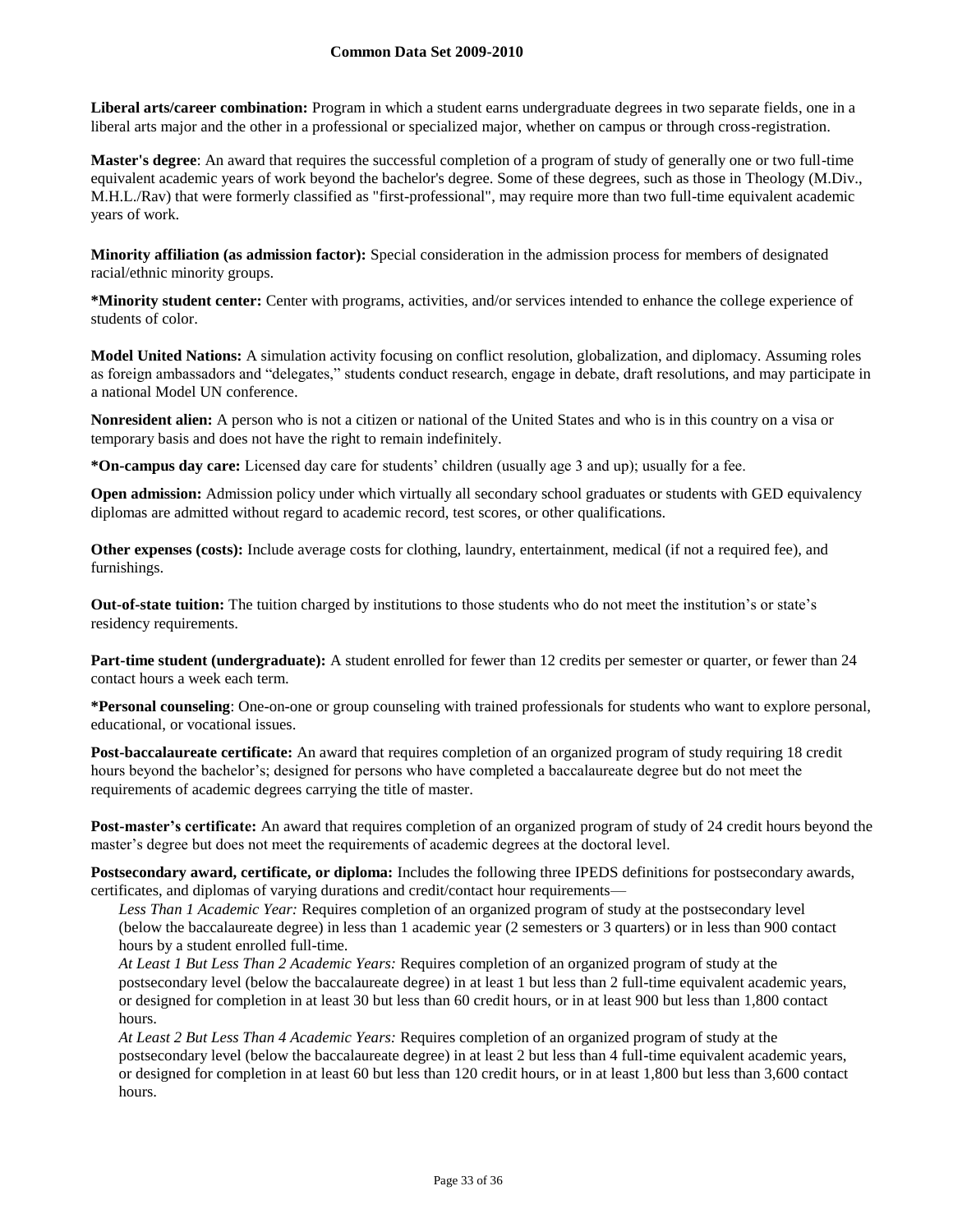**Liberal arts/career combination:** Program in which a student earns undergraduate degrees in two separate fields, one in a liberal arts major and the other in a professional or specialized major, whether on campus or through cross-registration.

**Master's degree**: An award that requires the successful completion of a program of study of generally one or two full-time equivalent academic years of work beyond the bachelor's degree. Some of these degrees, such as those in Theology (M.Div., M.H.L./Rav) that were formerly classified as "first-professional", may require more than two full-time equivalent academic years of work.

**Minority affiliation (as admission factor):** Special consideration in the admission process for members of designated racial/ethnic minority groups.

***Minority student center:** Center with programs, activities, and/or services intended to enhance the college experience of students of color.

**Model United Nations:** A simulation activity focusing on conflict resolution, globalization, and diplomacy. Assuming roles as foreign ambassadors and "delegates," students conduct research, engage in debate, draft resolutions, and may participate in a national Model UN conference.

**Nonresident alien:** A person who is not a citizen or national of the United States and who is in this country on a visa or temporary basis and does not have the right to remain indefinitely.

***On-campus day care:** Licensed day care for students' children (usually age 3 and up); usually for a fee.

**Open admission:** Admission policy under which virtually all secondary school graduates or students with GED equivalency diplomas are admitted without regard to academic record, test scores, or other qualifications.

**Other expenses (costs):** Include average costs for clothing, laundry, entertainment, medical (if not a required fee), and furnishings.

**Out-of-state tuition:** The tuition charged by institutions to those students who do not meet the institution's or state's residency requirements.

**Part-time student (undergraduate):** A student enrolled for fewer than 12 credits per semester or quarter, or fewer than 24 contact hours a week each term.

***Personal counseling**: One-on-one or group counseling with trained professionals for students who want to explore personal, educational, or vocational issues.

**Post-baccalaureate certificate:** An award that requires completion of an organized program of study requiring 18 credit hours beyond the bachelor's; designed for persons who have completed a baccalaureate degree but do not meet the requirements of academic degrees carrying the title of master.

**Post-master's certificate:** An award that requires completion of an organized program of study of 24 credit hours beyond the master's degree but does not meet the requirements of academic degrees at the doctoral level.

**Postsecondary award, certificate, or diploma:** Includes the following three IPEDS definitions for postsecondary awards, certificates, and diplomas of varying durations and credit/contact hour requirements—

*Less Than 1 Academic Year:* Requires completion of an organized program of study at the postsecondary level (below the baccalaureate degree) in less than 1 academic year (2 semesters or 3 quarters) or in less than 900 contact hours by a student enrolled full-time.

*At Least 1 But Less Than 2 Academic Years:* Requires completion of an organized program of study at the postsecondary level (below the baccalaureate degree) in at least 1 but less than 2 full-time equivalent academic years, or designed for completion in at least 30 but less than 60 credit hours, or in at least 900 but less than 1,800 contact hours.

*At Least 2 But Less Than 4 Academic Years:* Requires completion of an organized program of study at the postsecondary level (below the baccalaureate degree) in at least 2 but less than 4 full-time equivalent academic years, or designed for completion in at least 60 but less than 120 credit hours, or in at least 1,800 but less than 3,600 contact hours.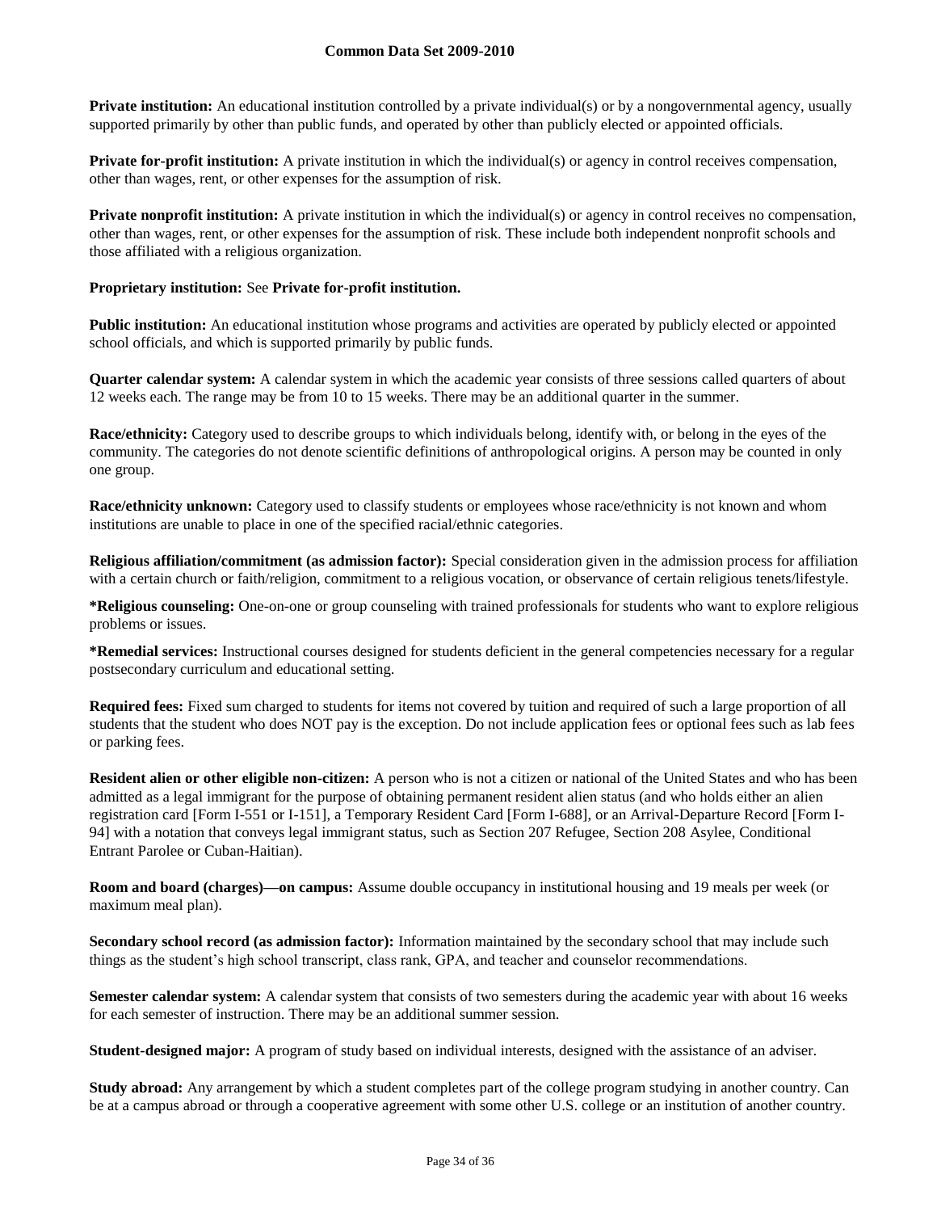**Private institution:** An educational institution controlled by a private individual(s) or by a nongovernmental agency, usually supported primarily by other than public funds, and operated by other than publicly elected or appointed officials.

**Private for-profit institution:** A private institution in which the individual(s) or agency in control receives compensation, other than wages, rent, or other expenses for the assumption of risk.

**Private nonprofit institution:** A private institution in which the individual(s) or agency in control receives no compensation, other than wages, rent, or other expenses for the assumption of risk. These include both independent nonprofit schools and those affiliated with a religious organization.

**Proprietary institution:** See **Private for-profit institution.**

**Public institution:** An educational institution whose programs and activities are operated by publicly elected or appointed school officials, and which is supported primarily by public funds.

**Quarter calendar system:** A calendar system in which the academic year consists of three sessions called quarters of about 12 weeks each. The range may be from 10 to 15 weeks. There may be an additional quarter in the summer.

**Race/ethnicity:** Category used to describe groups to which individuals belong, identify with, or belong in the eyes of the community. The categories do not denote scientific definitions of anthropological origins. A person may be counted in only one group.

**Race/ethnicity unknown:** Category used to classify students or employees whose race/ethnicity is not known and whom institutions are unable to place in one of the specified racial/ethnic categories.

**Religious affiliation/commitment (as admission factor):** Special consideration given in the admission process for affiliation with a certain church or faith/religion, commitment to a religious vocation, or observance of certain religious tenets/lifestyle.

***Religious counseling:** One-on-one or group counseling with trained professionals for students who want to explore religious problems or issues.

***Remedial services:** Instructional courses designed for students deficient in the general competencies necessary for a regular postsecondary curriculum and educational setting.

**Required fees:** Fixed sum charged to students for items not covered by tuition and required of such a large proportion of all students that the student who does NOT pay is the exception. Do not include application fees or optional fees such as lab fees or parking fees.

**Resident alien or other eligible non-citizen:** A person who is not a citizen or national of the United States and who has been admitted as a legal immigrant for the purpose of obtaining permanent resident alien status (and who holds either an alien registration card [Form I-551 or I-151], a Temporary Resident Card [Form I-688], or an Arrival-Departure Record [Form I-94] with a notation that conveys legal immigrant status, such as Section 207 Refugee, Section 208 Asylee, Conditional Entrant Parolee or Cuban-Haitian).

**Room and board (charges)—on campus:** Assume double occupancy in institutional housing and 19 meals per week (or maximum meal plan).

**Secondary school record (as admission factor):** Information maintained by the secondary school that may include such things as the student's high school transcript, class rank, GPA, and teacher and counselor recommendations.

**Semester calendar system:** A calendar system that consists of two semesters during the academic year with about 16 weeks for each semester of instruction. There may be an additional summer session.

**Student-designed major:** A program of study based on individual interests, designed with the assistance of an adviser.

**Study abroad:** Any arrangement by which a student completes part of the college program studying in another country. Can be at a campus abroad or through a cooperative agreement with some other U.S. college or an institution of another country.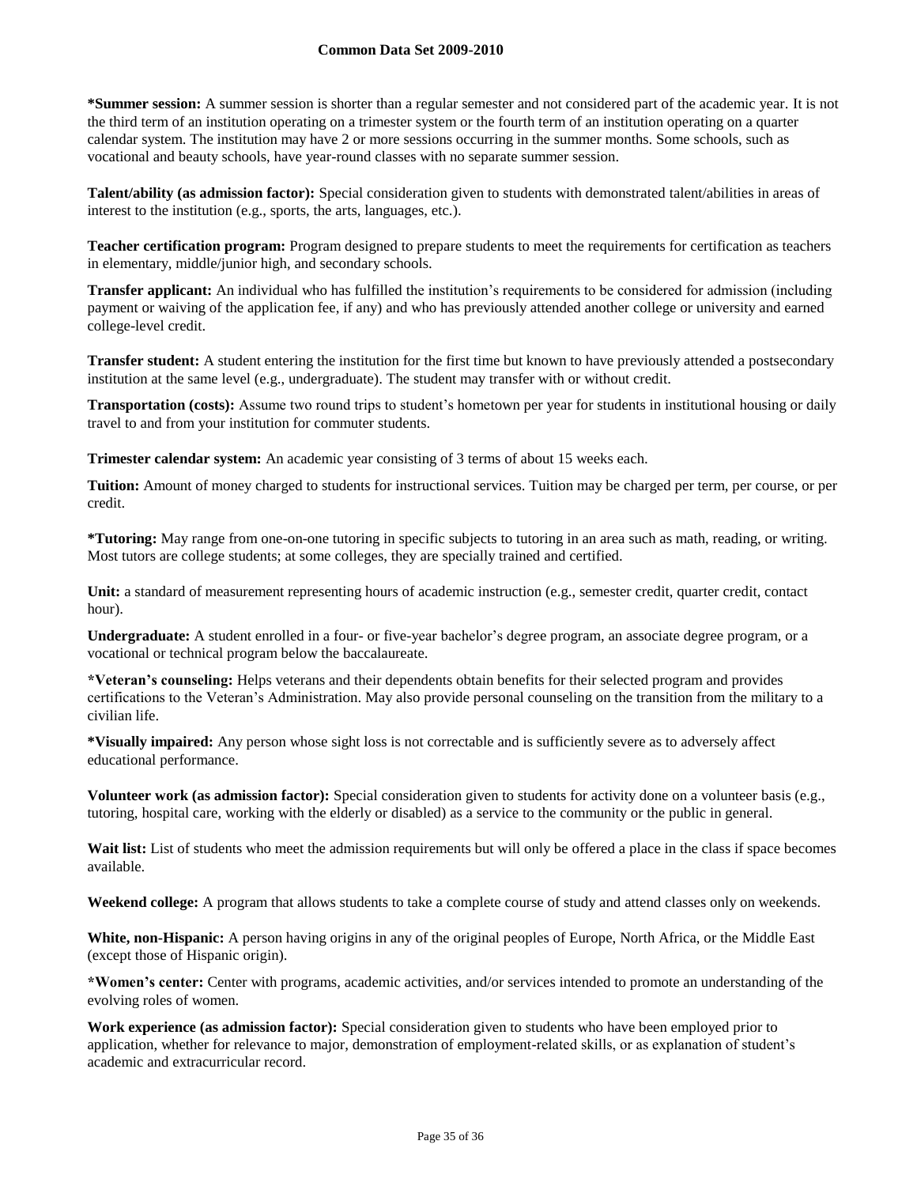**\*Summer session:** A summer session is shorter than a regular semester and not considered part of the academic year. It is not the third term of an institution operating on a trimester system or the fourth term of an institution operating on a quarter calendar system. The institution may have 2 or more sessions occurring in the summer months. Some schools, such as vocational and beauty schools, have year-round classes with no separate summer session.

**Talent/ability (as admission factor):** Special consideration given to students with demonstrated talent/abilities in areas of interest to the institution (e.g., sports, the arts, languages, etc.).

**Teacher certification program:** Program designed to prepare students to meet the requirements for certification as teachers in elementary, middle/junior high, and secondary schools.

**Transfer applicant:** An individual who has fulfilled the institution's requirements to be considered for admission (including payment or waiving of the application fee, if any) and who has previously attended another college or university and earned college-level credit.

**Transfer student:** A student entering the institution for the first time but known to have previously attended a postsecondary institution at the same level (e.g., undergraduate). The student may transfer with or without credit.

**Transportation (costs):** Assume two round trips to student's hometown per year for students in institutional housing or daily travel to and from your institution for commuter students.

**Trimester calendar system:** An academic year consisting of 3 terms of about 15 weeks each.

**Tuition:** Amount of money charged to students for instructional services. Tuition may be charged per term, per course, or per credit.

**\*Tutoring:** May range from one-on-one tutoring in specific subjects to tutoring in an area such as math, reading, or writing. Most tutors are college students; at some colleges, they are specially trained and certified.

**Unit:** a standard of measurement representing hours of academic instruction (e.g., semester credit, quarter credit, contact hour).

**Undergraduate:** A student enrolled in a four- or five-year bachelor's degree program, an associate degree program, or a vocational or technical program below the baccalaureate.

**\*Veteran's counseling:** Helps veterans and their dependents obtain benefits for their selected program and provides certifications to the Veteran's Administration. May also provide personal counseling on the transition from the military to a civilian life.

**\*Visually impaired:** Any person whose sight loss is not correctable and is sufficiently severe as to adversely affect educational performance.

**Volunteer work (as admission factor):** Special consideration given to students for activity done on a volunteer basis (e.g., tutoring, hospital care, working with the elderly or disabled) as a service to the community or the public in general.

**Wait list:** List of students who meet the admission requirements but will only be offered a place in the class if space becomes available.

**Weekend college:** A program that allows students to take a complete course of study and attend classes only on weekends.

**White, non-Hispanic:** A person having origins in any of the original peoples of Europe, North Africa, or the Middle East (except those of Hispanic origin).

**\*Women's center:** Center with programs, academic activities, and/or services intended to promote an understanding of the evolving roles of women.

**Work experience (as admission factor):** Special consideration given to students who have been employed prior to application, whether for relevance to major, demonstration of employment-related skills, or as explanation of student's academic and extracurricular record.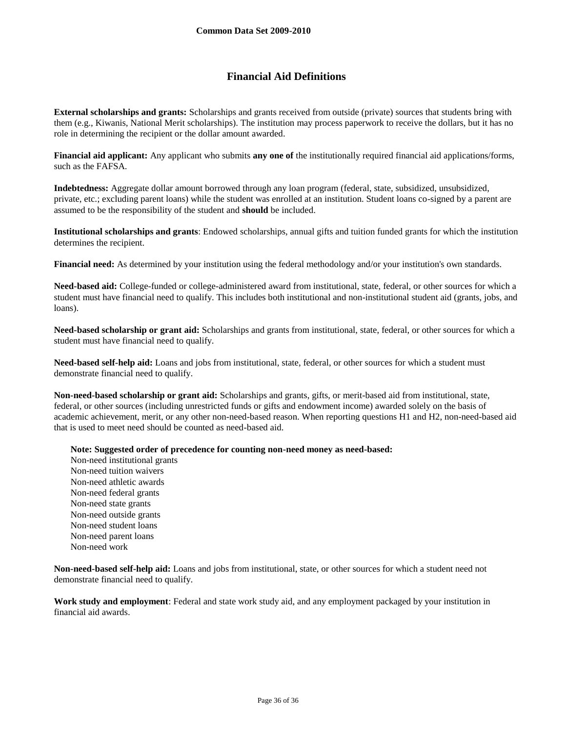## Financial Aid Definitions

**External scholarships and grants:** Scholarships and grants received from outside (private) sources that students bring with them (e.g., Kiwanis, National Merit scholarships). The institution may process paperwork to receive the dollars, but it has no role in determining the recipient or the dollar amount awarded.

**Financial aid applicant:** Any applicant who submits **any one of** the institutionally required financial aid applications/forms, such as the FAFSA.

**Indebtedness:** Aggregate dollar amount borrowed through any loan program (federal, state, subsidized, unsubsidized, private, etc.; excluding parent loans) while the student was enrolled at an institution. Student loans co-signed by a parent are assumed to be the responsibility of the student and **should** be included.

**Institutional scholarships and grants**: Endowed scholarships, annual gifts and tuition funded grants for which the institution determines the recipient.

**Financial need:** As determined by your institution using the federal methodology and/or your institution's own standards.

**Need-based aid:** College-funded or college-administered award from institutional, state, federal, or other sources for which a student must have financial need to qualify. This includes both institutional and non-institutional student aid (grants, jobs, and loans).

**Need-based scholarship or grant aid:** Scholarships and grants from institutional, state, federal, or other sources for which a student must have financial need to qualify.

**Need-based self-help aid:** Loans and jobs from institutional, state, federal, or other sources for which a student must demonstrate financial need to qualify.

**Non-need-based scholarship or grant aid:** Scholarships and grants, gifts, or merit-based aid from institutional, state, federal, or other sources (including unrestricted funds or gifts and endowment income) awarded solely on the basis of academic achievement, merit, or any other non-need-based reason. When reporting questions H1 and H2, non-need-based aid that is used to meet need should be counted as need-based aid.

**Note: Suggested order of precedence for counting non-need money as need-based:**
Non-need institutional grants
Non-need tuition waivers
Non-need athletic awards
Non-need federal grants
Non-need state grants
Non-need outside grants
Non-need student loans
Non-need parent loans
Non-need work

**Non-need-based self-help aid:** Loans and jobs from institutional, state, or other sources for which a student need not demonstrate financial need to qualify.

**Work study and employment**: Federal and state work study aid, and any employment packaged by your institution in financial aid awards.